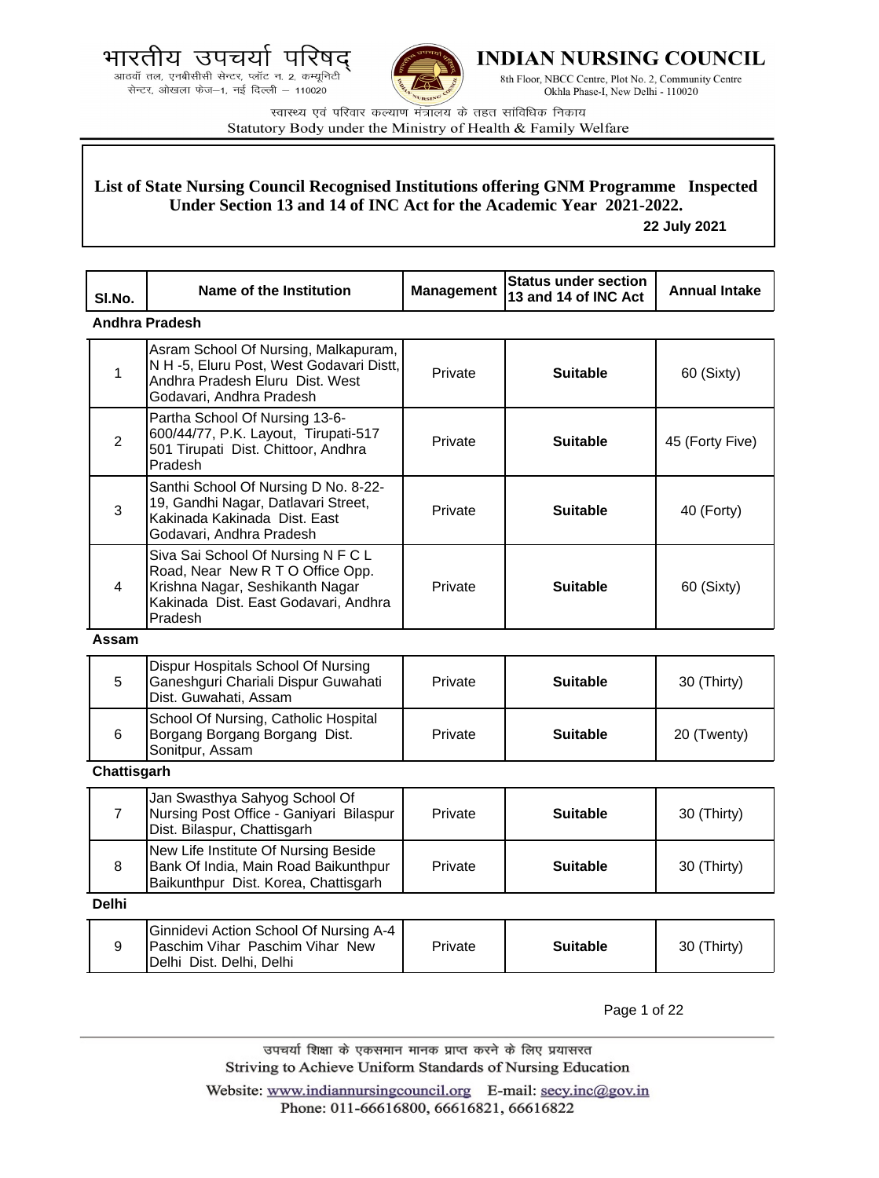भारतीय उपचर्या परिषद्
आठवाँ तल, एनबीसीसी सेन्टर, प्लॉट न. 2, कम्यूनिटी सेन्टर, ओखला फेज–1, नई दिल्ली – 110020

**INDIAN NURSING COUNCIL**
8th Floor, NBCC Centre, Plot No. 2, Community Centre
Okhla Phase-I, New Delhi - 110020

स्वास्थ्य एवं परिवार कल्याण मंत्रालय के तहत सांविधिक निकाय
Statutory Body under the Ministry of Health & Family Welfare

## List of State Nursing Council Recognised Institutions offering GNM Programme Inspected Under Section 13 and 14 of INC Act for the Academic Year 2021-2022.

**22 July 2021**

| Sl.No. | Name of the Institution | Management | Status under section 13 and 14 of INC Act | Annual Intake |
|---|---|---|---|---|
| **Andhra Pradesh** | | | | |
| 1 | Asram School Of Nursing, Malkapuram, N H -5, Eluru Post, West Godavari Distt, Andhra Pradesh Eluru Dist. West Godavari, Andhra Pradesh | Private | **Suitable** | 60 (Sixty) |
| 2 | Partha School Of Nursing 13-6-600/44/77, P.K. Layout, Tirupati-517 501 Tirupati Dist. Chittoor, Andhra Pradesh | Private | **Suitable** | 45 (Forty Five) |
| 3 | Santhi School Of Nursing D No. 8-22-19, Gandhi Nagar, Datlavari Street, Kakinada Kakinada Dist. East Godavari, Andhra Pradesh | Private | **Suitable** | 40 (Forty) |
| 4 | Siva Sai School Of Nursing N F C L Road, Near New R T O Office Opp. Krishna Nagar, Seshikanth Nagar Kakinada Dist. East Godavari, Andhra Pradesh | Private | **Suitable** | 60 (Sixty) |
| **Assam** | | | | |
| 5 | Dispur Hospitals School Of Nursing Ganeshguri Chariali Dispur Guwahati Dist. Guwahati, Assam | Private | **Suitable** | 30 (Thirty) |
| 6 | School Of Nursing, Catholic Hospital Borgang Borgang Borgang Dist. Sonitpur, Assam | Private | **Suitable** | 20 (Twenty) |
| **Chattisgarh** | | | | |
| 7 | Jan Swasthya Sahyog School Of Nursing Post Office - Ganiyari Bilaspur Dist. Bilaspur, Chattisgarh | Private | **Suitable** | 30 (Thirty) |
| 8 | New Life Institute Of Nursing Beside Bank Of India, Main Road Baikunthpur Baikunthpur Dist. Korea, Chattisgarh | Private | **Suitable** | 30 (Thirty) |
| **Delhi** | | | | |
| 9 | Ginnidevi Action School Of Nursing A-4 Paschim Vihar Paschim Vihar New Delhi Dist. Delhi, Delhi | Private | **Suitable** | 30 (Thirty) |

उपचर्या शिक्षा के एकसमान मानक प्राप्त करने के लिए प्रयासरत
Striving to Achieve Uniform Standards of Nursing Education

Website: www.indiannursingcouncil.org E-mail: secy.inc@gov.in
Phone: 011-66616800, 66616821, 66616822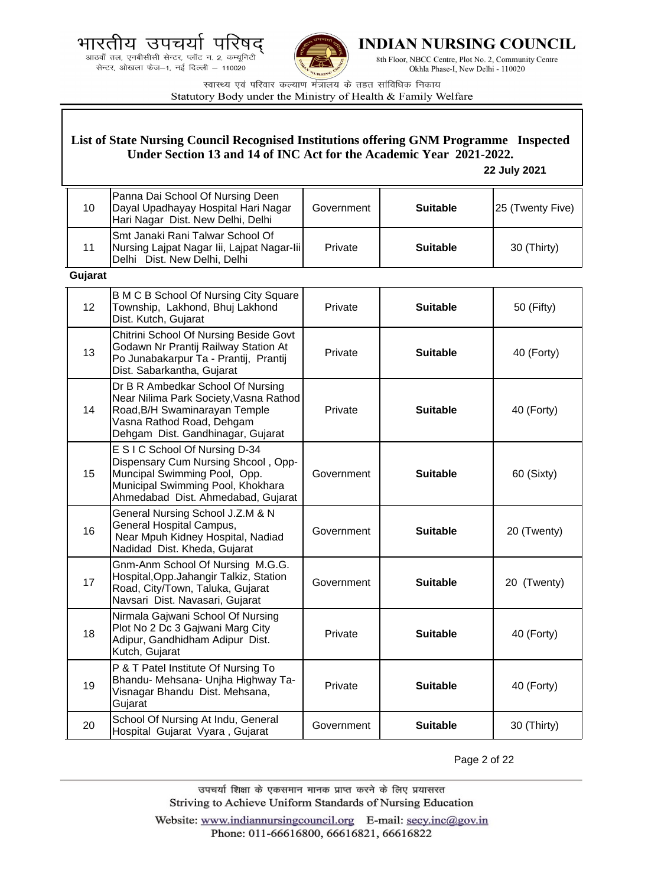भारतीय उपचर्या परिषद्
आठवाँ तल, एनबीसीसी सेन्टर, प्लॉट न. 2, कम्यूनिटी सेन्टर, ओखला फेज–1, नई दिल्ली – 110020

**INDIAN NURSING COUNCIL**
8th Floor, NBCC Centre, Plot No. 2, Community Centre Okhla Phase-I, New Delhi - 110020

स्वास्थ्य एवं परिवार कल्याण मंत्रालय के तहत सांविधिक निकाय
Statutory Body under the Ministry of Health & Family Welfare

**List of State Nursing Council Recognised Institutions offering GNM Programme Inspected Under Section 13 and 14 of INC Act for the Academic Year 2021-2022.**

**22 July 2021**

| | | | | |
|---|---|---|---|---|
| 10 | Panna Dai School Of Nursing Deen Dayal Upadhayay Hospital Hari Nagar Hari Nagar Dist. New Delhi, Delhi | Government | **Suitable** | 25 (Twenty Five) |
| 11 | Smt Janaki Rani Talwar School Of Nursing Lajpat Nagar Iii, Lajpat Nagar-Iii Delhi Dist. New Delhi, Delhi | Private | **Suitable** | 30 (Thirty) |

**Gujarat**

| | | | | |
|---|---|---|---|---|
| 12 | B M C B School Of Nursing City Square Township, Lakhond, Bhuj Lakhond Dist. Kutch, Gujarat | Private | **Suitable** | 50 (Fifty) |
| 13 | Chitrini School Of Nursing Beside Govt Godawn Nr Prantij Railway Station At Po Junabakarpur Ta - Prantij, Prantij Dist. Sabarkantha, Gujarat | Private | **Suitable** | 40 (Forty) |
| 14 | Dr B R Ambedkar School Of Nursing Near Nilima Park Society,Vasna Rathod Road,B/H Swaminarayan Temple Vasna Rathod Road, Dehgam Dehgam Dist. Gandhinagar, Gujarat | Private | **Suitable** | 40 (Forty) |
| 15 | E S I C School Of Nursing D-34 Dispensary Cum Nursing Shcool , Opp-Muncipal Swimming Pool, Opp. Municipal Swimming Pool, Khokhara Ahmedabad Dist. Ahmedabad, Gujarat | Government | **Suitable** | 60 (Sixty) |
| 16 | General Nursing School J.Z.M & N General Hospital Campus, Near Mpuh Kidney Hospital, Nadiad Nadidad Dist. Kheda, Gujarat | Government | **Suitable** | 20 (Twenty) |
| 17 | Gnm-Anm School Of Nursing M.G.G. Hospital,Opp.Jahangir Talkiz, Station Road, City/Town, Taluka, Gujarat Navsari Dist. Navasari, Gujarat | Government | **Suitable** | 20 (Twenty) |
| 18 | Nirmala Gajwani School Of Nursing Plot No 2 Dc 3 Gajwani Marg City Adipur, Gandhidham Adipur Dist. Kutch, Gujarat | Private | **Suitable** | 40 (Forty) |
| 19 | P & T Patel Institute Of Nursing To Bhandu- Mehsana- Unjha Highway Ta-Visnagar Bhandu Dist. Mehsana, Gujarat | Private | **Suitable** | 40 (Forty) |
| 20 | School Of Nursing At Indu, General Hospital Gujarat Vyara , Gujarat | Government | **Suitable** | 30 (Thirty) |

उपचर्या शिक्षा के एकसमान मानक प्राप्त करने के लिए प्रयासरत
Striving to Achieve Uniform Standards of Nursing Education

Website: www.indiannursingcouncil.org E-mail: secy.inc@gov.in
Phone: 011-66616800, 66616821, 66616822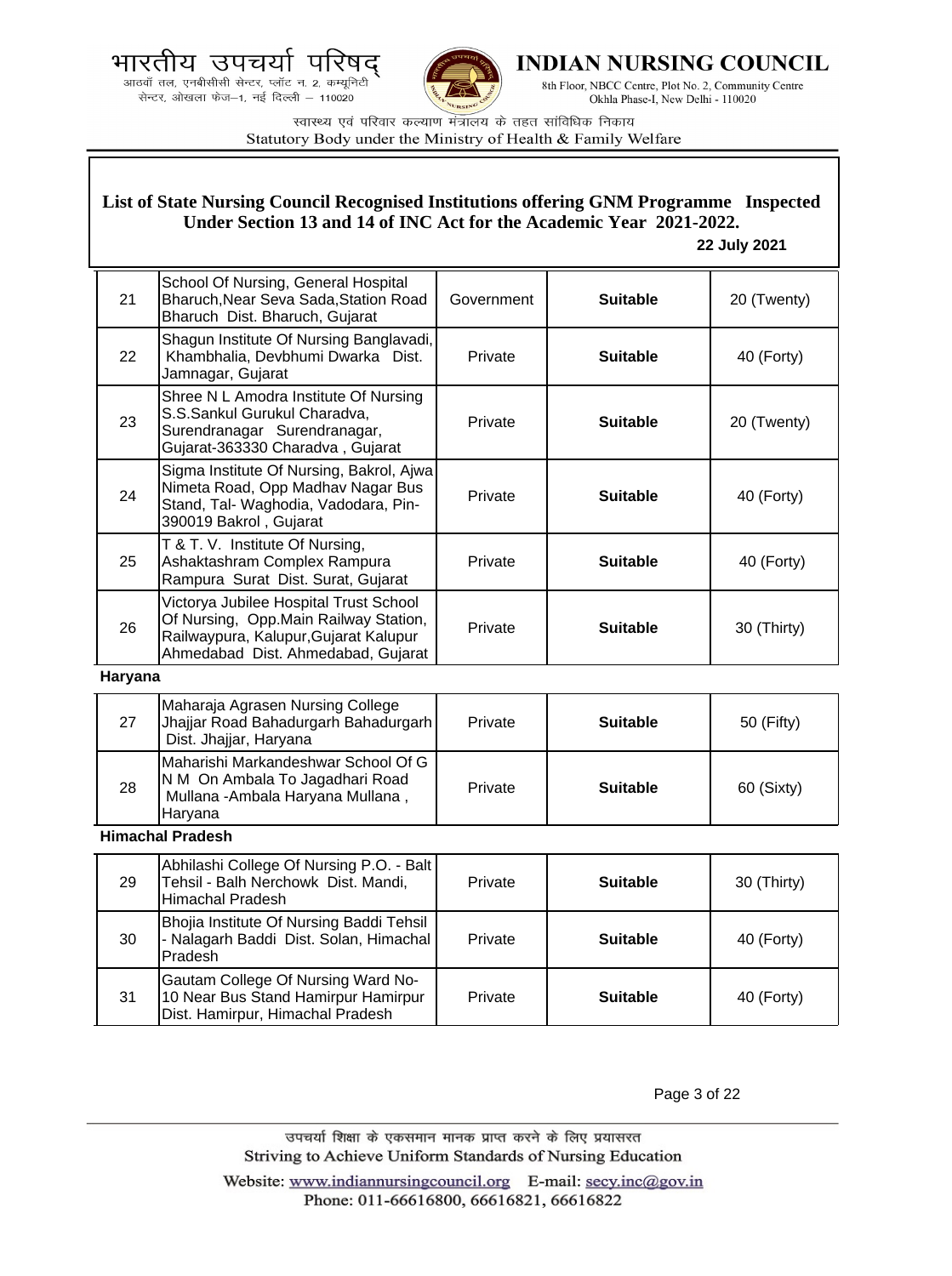**List of State Nursing Council Recognised Institutions offering GNM Programme Inspected Under Section 13 and 14 of INC Act for the Academic Year 2021-2022.**

**22 July 2021**

| | | | | |
|---|---|---|---|---|
| 21 | School Of Nursing, General Hospital Bharuch,Near Seva Sada,Station Road Bharuch Dist. Bharuch, Gujarat | Government | **Suitable** | 20 (Twenty) |
| 22 | Shagun Institute Of Nursing Banglavadi, Khambhalia, Devbhumi Dwarka Dist. Jamnagar, Gujarat | Private | **Suitable** | 40 (Forty) |
| 23 | Shree N L Amodra Institute Of Nursing S.S.Sankul Gurukul Charadva, Surendranagar Surendranagar, Gujarat-363330 Charadva , Gujarat | Private | **Suitable** | 20 (Twenty) |
| 24 | Sigma Institute Of Nursing, Bakrol, Ajwa Nimeta Road, Opp Madhav Nagar Bus Stand, Tal- Waghodia, Vadodara, Pin-390019 Bakrol , Gujarat | Private | **Suitable** | 40 (Forty) |
| 25 | T & T. V. Institute Of Nursing, Ashaktashram Complex Rampura Rampura Surat Dist. Surat, Gujarat | Private | **Suitable** | 40 (Forty) |
| 26 | Victorya Jubilee Hospital Trust School Of Nursing, Opp.Main Railway Station, Railwaypura, Kalupur,Gujarat Kalupur Ahmedabad Dist. Ahmedabad, Gujarat | Private | **Suitable** | 30 (Thirty) |

**Haryana**

| | | | | |
|---|---|---|---|---|
| 27 | Maharaja Agrasen Nursing College Jhajjar Road Bahadurgarh Bahadurgarh Dist. Jhajjar, Haryana | Private | **Suitable** | 50 (Fifty) |
| 28 | Maharishi Markandeshwar School Of G N M On Ambala To Jagadhari Road Mullana -Ambala Haryana Mullana , Haryana | Private | **Suitable** | 60 (Sixty) |

**Himachal Pradesh**

| | | | | |
|---|---|---|---|---|
| 29 | Abhilashi College Of Nursing P.O. - Balt Tehsil - Balh Nerchowk Dist. Mandi, Himachal Pradesh | Private | **Suitable** | 30 (Thirty) |
| 30 | Bhojia Institute Of Nursing Baddi Tehsil - Nalagarh Baddi Dist. Solan, Himachal Pradesh | Private | **Suitable** | 40 (Forty) |
| 31 | Gautam College Of Nursing Ward No-10 Near Bus Stand Hamirpur Hamirpur Dist. Hamirpur, Himachal Pradesh | Private | **Suitable** | 40 (Forty) |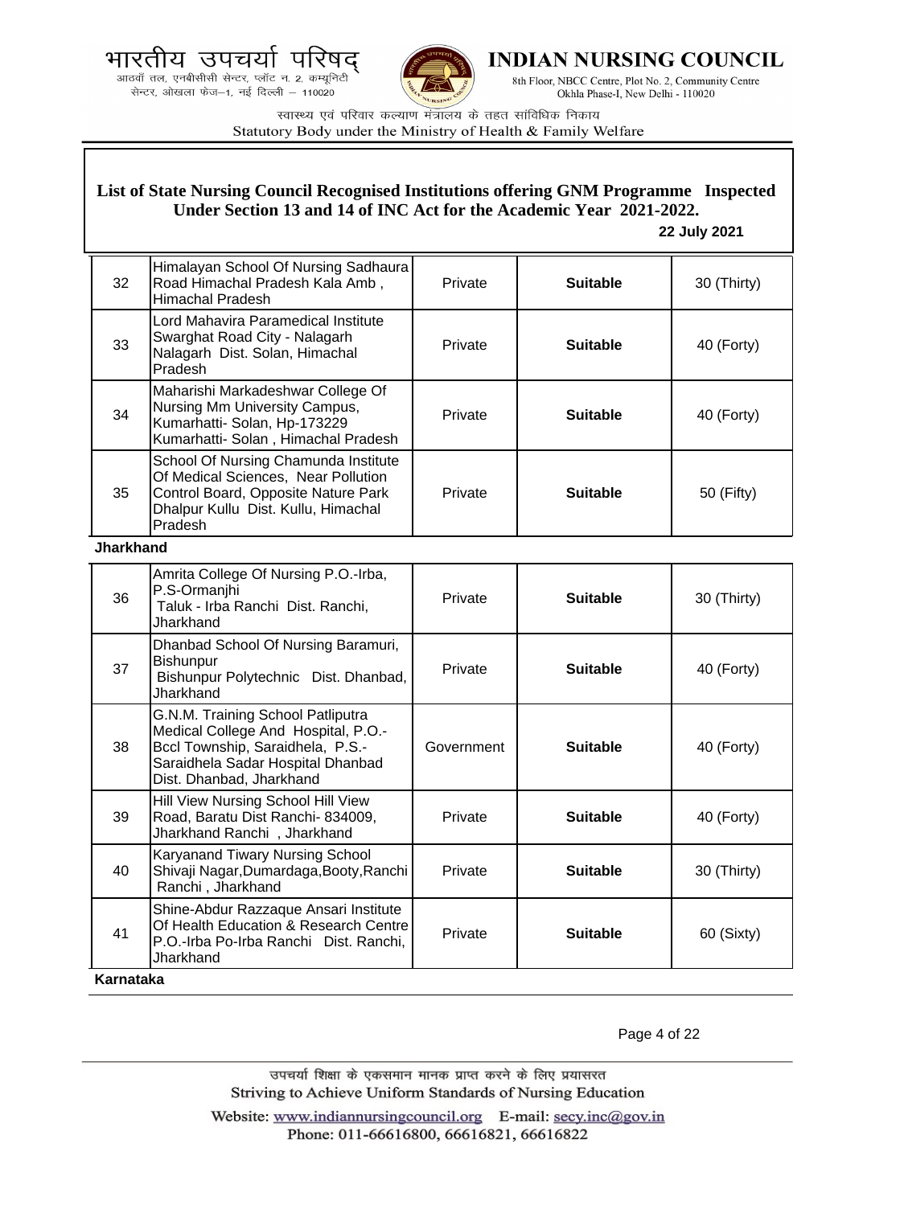**List of State Nursing Council Recognised Institutions offering GNM Programme Inspected Under Section 13 and 14 of INC Act for the Academic Year 2021-2022.**

**22 July 2021**

| | | | | |
|---|---|---|---|---|
| 32 | Himalayan School Of Nursing Sadhaura Road Himachal Pradesh Kala Amb , Himachal Pradesh | Private | **Suitable** | 30 (Thirty) |
| 33 | Lord Mahavira Paramedical Institute Swarghat Road City - Nalagarh Nalagarh Dist. Solan, Himachal Pradesh | Private | **Suitable** | 40 (Forty) |
| 34 | Maharishi Markadeshwar College Of Nursing Mm University Campus, Kumarhatti- Solan, Hp-173229 Kumarhatti- Solan , Himachal Pradesh | Private | **Suitable** | 40 (Forty) |
| 35 | School Of Nursing Chamunda Institute Of Medical Sciences, Near Pollution Control Board, Opposite Nature Park Dhalpur Kullu Dist. Kullu, Himachal Pradesh | Private | **Suitable** | 50 (Fifty) |
| **Jharkhand** | | | | |
| 36 | Amrita College Of Nursing P.O.-Irba, P.S-Ormanjhi Taluk - Irba Ranchi Dist. Ranchi, Jharkhand | Private | **Suitable** | 30 (Thirty) |
| 37 | Dhanbad School Of Nursing Baramuri, Bishunpur Bishunpur Polytechnic Dist. Dhanbad, Jharkhand | Private | **Suitable** | 40 (Forty) |
| 38 | G.N.M. Training School Patliputra Medical College And Hospital, P.O.-Bccl Township, Saraidhela, P.S.-Saraidhela Sadar Hospital Dhanbad Dist. Dhanbad, Jharkhand | Government | **Suitable** | 40 (Forty) |
| 39 | Hill View Nursing School Hill View Road, Baratu Dist Ranchi- 834009, Jharkhand Ranchi , Jharkhand | Private | **Suitable** | 40 (Forty) |
| 40 | Karyanand Tiwary Nursing School Shivaji Nagar,Dumardaga,Booty,Ranchi Ranchi , Jharkhand | Private | **Suitable** | 30 (Thirty) |
| 41 | Shine-Abdur Razzaque Ansari Institute Of Health Education & Research Centre P.O.-Irba Po-Irba Ranchi Dist. Ranchi, Jharkhand | Private | **Suitable** | 60 (Sixty) |
| **Karnataka** | | | | |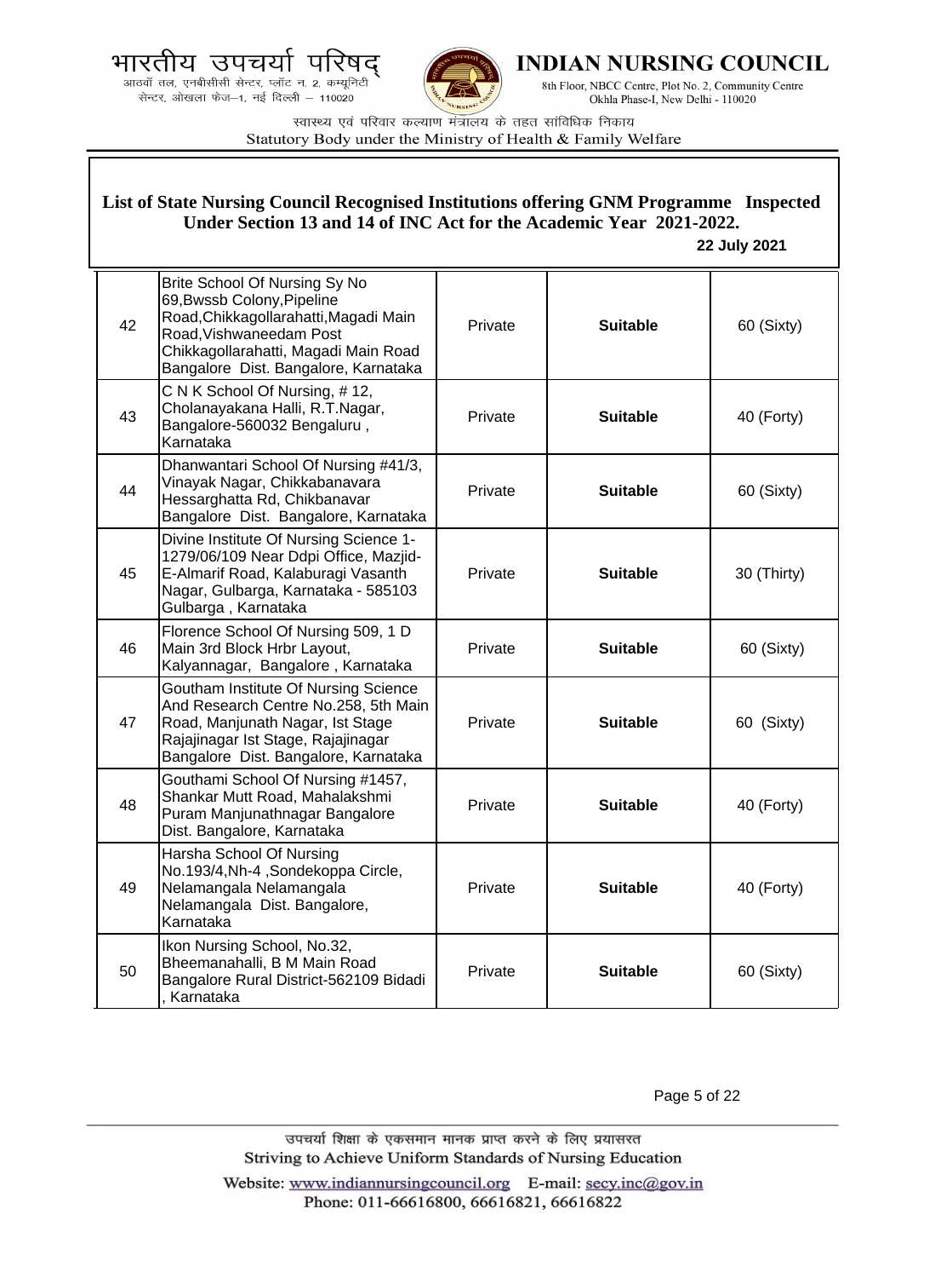भारतीय उपचर्या परिषद्
आठवाँ तल, एनबीसीसी सेन्टर, प्लॉट न. 2, कम्यूनिटी सेन्टर, ओखला फेज–1, नई दिल्ली – 110020

# INDIAN NURSING COUNCIL

8th Floor, NBCC Centre, Plot No. 2, Community Centre Okhla Phase-I, New Delhi - 110020

स्वास्थ्य एवं परिवार कल्याण मंत्रालय के तहत सांविधिक निकाय
Statutory Body under the Ministry of Health & Family Welfare

## List of State Nursing Council Recognised Institutions offering GNM Programme Inspected Under Section 13 and 14 of INC Act for the Academic Year 2021-2022.

**22 July 2021**

| | | | | |
|---|---|---|---|---|
| 42 | Brite School Of Nursing Sy No 69,Bwssb Colony,Pipeline Road,Chikkagollarahatti,Magadi Main Road,Vishwaneedam Post Chikkagollarahatti, Magadi Main Road Bangalore Dist. Bangalore, Karnataka | Private | **Suitable** | 60 (Sixty) |
| 43 | C N K School Of Nursing, # 12, Cholanayakana Halli, R.T.Nagar, Bangalore-560032 Bengaluru , Karnataka | Private | **Suitable** | 40 (Forty) |
| 44 | Dhanwantari School Of Nursing #41/3, Vinayak Nagar, Chikkabanavara Hessarghatta Rd, Chikbanavar Bangalore Dist. Bangalore, Karnataka | Private | **Suitable** | 60 (Sixty) |
| 45 | Divine Institute Of Nursing Science 1-1279/06/109 Near Ddpi Office, Mazjid-E-Almarif Road, Kalaburagi Vasanth Nagar, Gulbarga, Karnataka - 585103 Gulbarga , Karnataka | Private | **Suitable** | 30 (Thirty) |
| 46 | Florence School Of Nursing 509, 1 D Main 3rd Block Hrbr Layout, Kalyannagar, Bangalore , Karnataka | Private | **Suitable** | 60 (Sixty) |
| 47 | Goutham Institute Of Nursing Science And Research Centre No.258, 5th Main Road, Manjunath Nagar, Ist Stage Rajajinagar Ist Stage, Rajajinagar Bangalore Dist. Bangalore, Karnataka | Private | **Suitable** | 60 (Sixty) |
| 48 | Gouthami School Of Nursing #1457, Shankar Mutt Road, Mahalakshmi Puram Manjunathnagar Bangalore Dist. Bangalore, Karnataka | Private | **Suitable** | 40 (Forty) |
| 49 | Harsha School Of Nursing No.193/4,Nh-4 ,Sondekoppa Circle, Nelamangala Nelamangala Nelamangala Dist. Bangalore, Karnataka | Private | **Suitable** | 40 (Forty) |
| 50 | Ikon Nursing School, No.32, Bheemanahalli, B M Main Road Bangalore Rural District-562109 Bidadi , Karnataka | Private | **Suitable** | 60 (Sixty) |

उपचर्या शिक्षा के एकसमान मानक प्राप्त करने के लिए प्रयासरत
Striving to Achieve Uniform Standards of Nursing Education

Website: www.indiannursingcouncil.org E-mail: secy.inc@gov.in
Phone: 011-66616800, 66616821, 66616822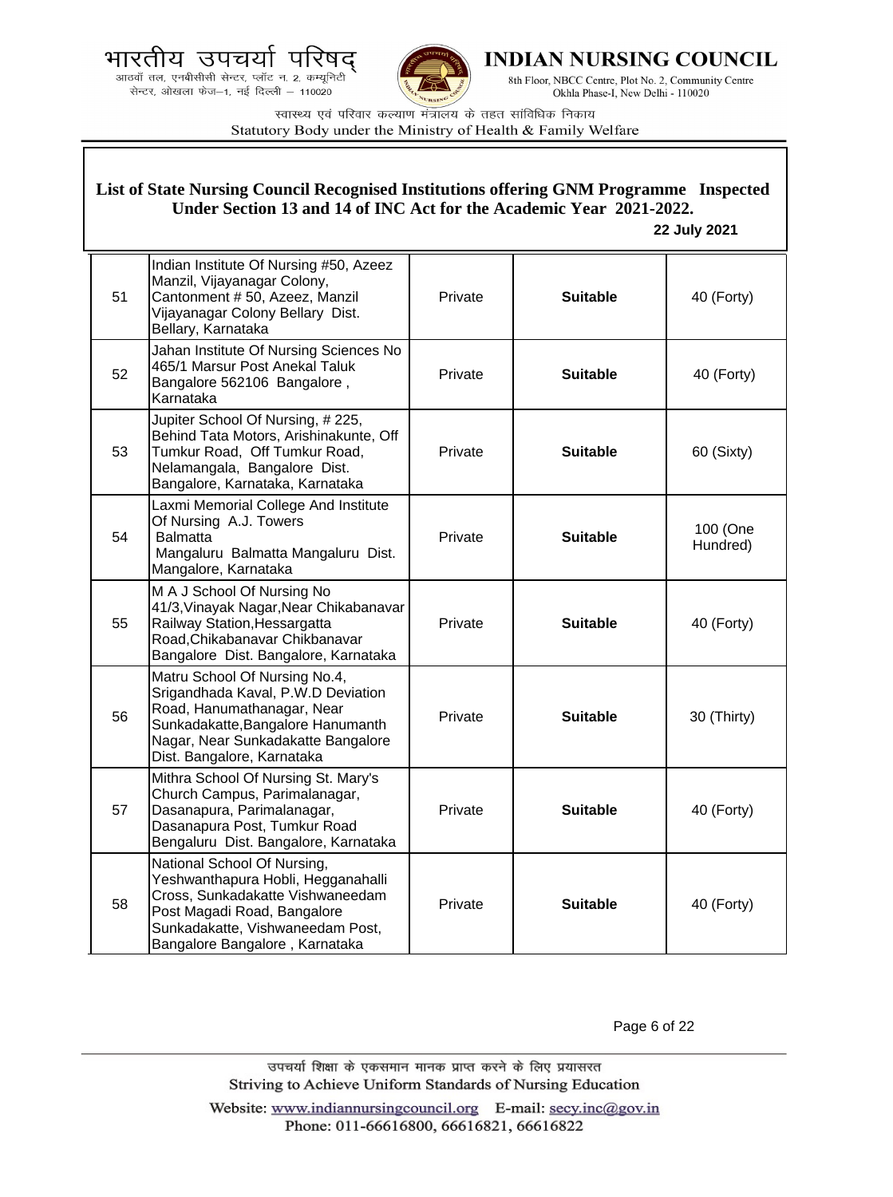## List of State Nursing Council Recognised Institutions offering GNM Programme Inspected Under Section 13 and 14 of INC Act for the Academic Year 2021-2022.

**22 July 2021**

| | | | | |
|---|---|---|---|---|
| 51 | Indian Institute Of Nursing #50, Azeez Manzil, Vijayanagar Colony, Cantonment # 50, Azeez, Manzil Vijayanagar Colony Bellary Dist. Bellary, Karnataka | Private | **Suitable** | 40 (Forty) |
| 52 | Jahan Institute Of Nursing Sciences No 465/1 Marsur Post Anekal Taluk Bangalore 562106 Bangalore , Karnataka | Private | **Suitable** | 40 (Forty) |
| 53 | Jupiter School Of Nursing, # 225, Behind Tata Motors, Arishinakunte, Off Tumkur Road, Off Tumkur Road, Nelamangala, Bangalore Dist. Bangalore, Karnataka, Karnataka | Private | **Suitable** | 60 (Sixty) |
| 54 | Laxmi Memorial College And Institute Of Nursing A.J. Towers Balmatta Mangaluru Balmatta Mangaluru Dist. Mangalore, Karnataka | Private | **Suitable** | 100 (One Hundred) |
| 55 | M A J School Of Nursing No 41/3,Vinayak Nagar,Near Chikabanavar Railway Station,Hessargatta Road,Chikabanavar Chikbanavar Bangalore Dist. Bangalore, Karnataka | Private | **Suitable** | 40 (Forty) |
| 56 | Matru School Of Nursing No.4, Srigandhada Kaval, P.W.D Deviation Road, Hanumathanagar, Near Sunkadakatte,Bangalore Hanumanth Nagar, Near Sunkadakatte Bangalore Dist. Bangalore, Karnataka | Private | **Suitable** | 30 (Thirty) |
| 57 | Mithra School Of Nursing St. Mary's Church Campus, Parimalanagar, Dasanapura, Parimalanagar, Dasanapura Post, Tumkur Road Bengaluru Dist. Bangalore, Karnataka | Private | **Suitable** | 40 (Forty) |
| 58 | National School Of Nursing, Yeshwanthapura Hobli, Hegganahalli Cross, Sunkadakatte Vishwaneedam Post Magadi Road, Bangalore Sunkadakatte, Vishwaneedam Post, Bangalore Bangalore , Karnataka | Private | **Suitable** | 40 (Forty) |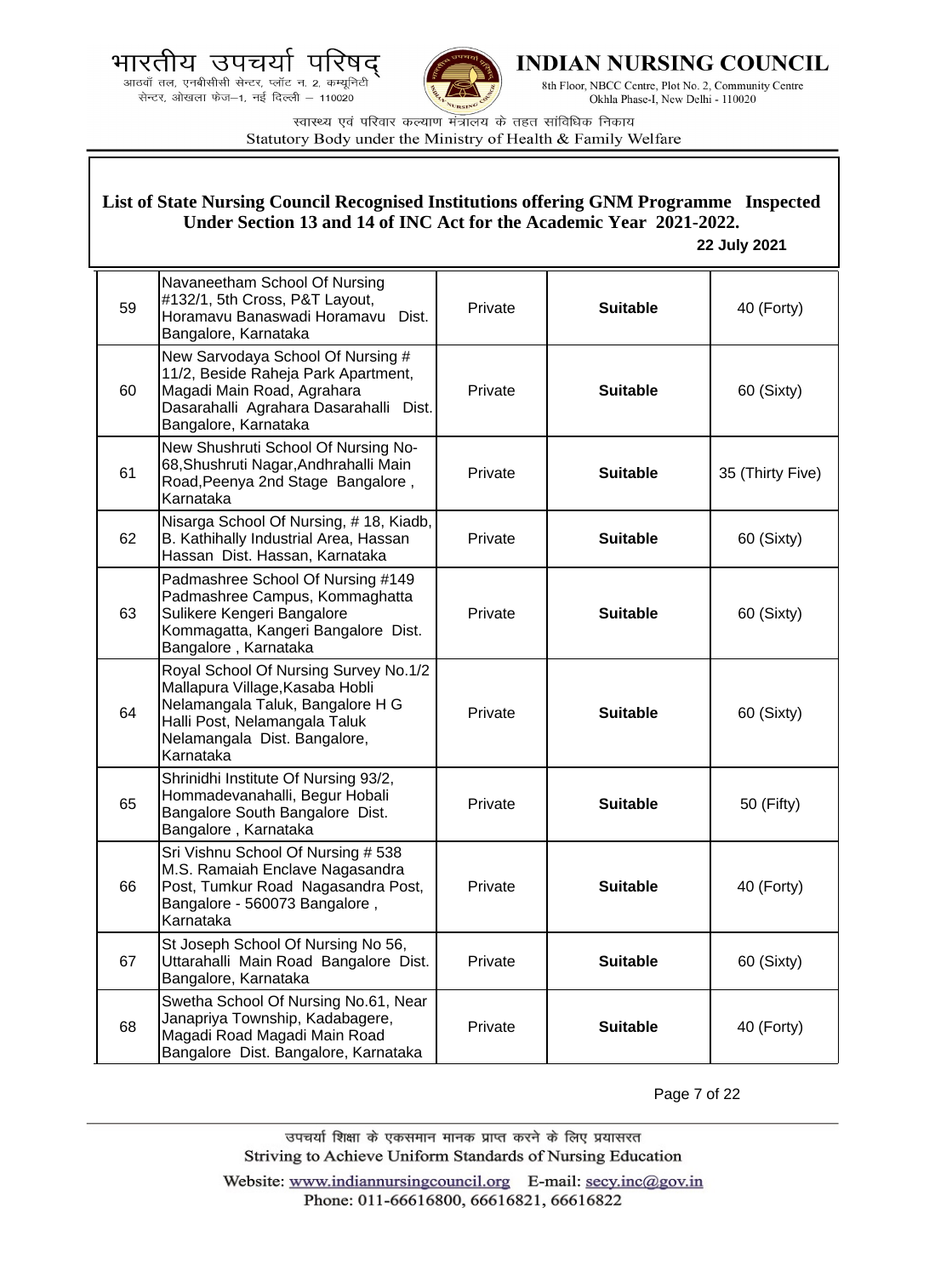**List of State Nursing Council Recognised Institutions offering GNM Programme Inspected Under Section 13 and 14 of INC Act for the Academic Year 2021-2022.**

**22 July 2021**

| | | | | |
|---|---|---|---|---|
| 59 | Navaneetham School Of Nursing #132/1, 5th Cross, P&T Layout, Horamavu Banaswadi Horamavu Dist. Bangalore, Karnataka | Private | **Suitable** | 40 (Forty) |
| 60 | New Sarvodaya School Of Nursing # 11/2, Beside Raheja Park Apartment, Magadi Main Road, Agrahara Dasarahalli Agrahara Dasarahalli Dist. Bangalore, Karnataka | Private | **Suitable** | 60 (Sixty) |
| 61 | New Shushruti School Of Nursing No-68,Shushruti Nagar,Andhrahalli Main Road,Peenya 2nd Stage Bangalore , Karnataka | Private | **Suitable** | 35 (Thirty Five) |
| 62 | Nisarga School Of Nursing, # 18, Kiadb, B. Kathihally Industrial Area, Hassan Hassan Dist. Hassan, Karnataka | Private | **Suitable** | 60 (Sixty) |
| 63 | Padmashree School Of Nursing #149 Padmashree Campus, Kommaghatta Sulikere Kengeri Bangalore Kommagatta, Kangeri Bangalore Dist. Bangalore , Karnataka | Private | **Suitable** | 60 (Sixty) |
| 64 | Royal School Of Nursing Survey No.1/2 Mallapura Village,Kasaba Hobli Nelamangala Taluk, Bangalore H G Halli Post, Nelamangala Taluk Nelamangala Dist. Bangalore, Karnataka | Private | **Suitable** | 60 (Sixty) |
| 65 | Shrinidhi Institute Of Nursing 93/2, Hommadevanahalli, Begur Hobali Bangalore South Bangalore Dist. Bangalore , Karnataka | Private | **Suitable** | 50 (Fifty) |
| 66 | Sri Vishnu School Of Nursing # 538 M.S. Ramaiah Enclave Nagasandra Post, Tumkur Road Nagasandra Post, Bangalore - 560073 Bangalore , Karnataka | Private | **Suitable** | 40 (Forty) |
| 67 | St Joseph School Of Nursing No 56, Uttarahalli Main Road Bangalore Dist. Bangalore, Karnataka | Private | **Suitable** | 60 (Sixty) |
| 68 | Swetha School Of Nursing No.61, Near Janapriya Township, Kadabagere, Magadi Road Magadi Main Road Bangalore Dist. Bangalore, Karnataka | Private | **Suitable** | 40 (Forty) |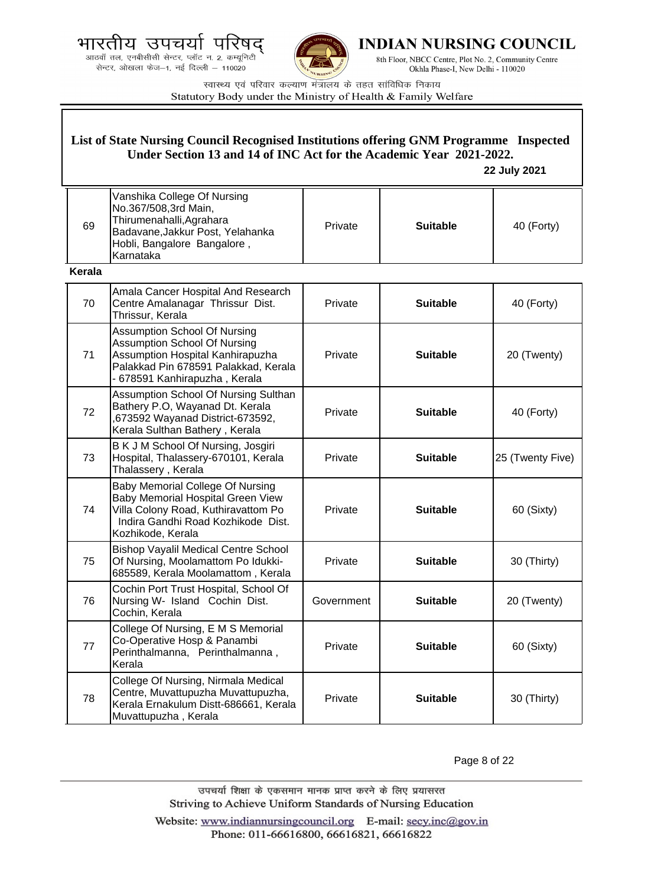## List of State Nursing Council Recognised Institutions offering GNM Programme Inspected Under Section 13 and 14 of INC Act for the Academic Year 2021-2022.

**22 July 2021**

| | | | | |
|---|---|---|---|---|
| 69 | Vanshika College Of Nursing No.367/508,3rd Main, Thirumenahalli,Agrahara Badavane,Jakkur Post, Yelahanka Hobli, Bangalore Bangalore , Karnataka | Private | **Suitable** | 40 (Forty) |

**Kerala**

| | | | | |
|---|---|---|---|---|
| 70 | Amala Cancer Hospital And Research Centre Amalanagar Thrissur Dist. Thrissur, Kerala | Private | **Suitable** | 40 (Forty) |
| 71 | Assumption School Of Nursing Assumption School Of Nursing Assumption Hospital Kanhirapuzha Palakkad Pin 678591 Palakkad, Kerala - 678591 Kanhirapuzha , Kerala | Private | **Suitable** | 20 (Twenty) |
| 72 | Assumption School Of Nursing Sulthan Bathery P.O, Wayanad Dt. Kerala ,673592 Wayanad District-673592, Kerala Sulthan Bathery , Kerala | Private | **Suitable** | 40 (Forty) |
| 73 | B K J M School Of Nursing, Josgiri Hospital, Thalassery-670101, Kerala Thalassery , Kerala | Private | **Suitable** | 25 (Twenty Five) |
| 74 | Baby Memorial College Of Nursing Baby Memorial Hospital Green View Villa Colony Road, Kuthiravattom Po Indira Gandhi Road Kozhikode Dist. Kozhikode, Kerala | Private | **Suitable** | 60 (Sixty) |
| 75 | Bishop Vayalil Medical Centre School Of Nursing, Moolamattom Po Idukki-685589, Kerala Moolamattom , Kerala | Private | **Suitable** | 30 (Thirty) |
| 76 | Cochin Port Trust Hospital, School Of Nursing W- Island Cochin Dist. Cochin, Kerala | Government | **Suitable** | 20 (Twenty) |
| 77 | College Of Nursing, E M S Memorial Co-Operative Hosp & Panambi Perinthalmanna, Perinthalmanna , Kerala | Private | **Suitable** | 60 (Sixty) |
| 78 | College Of Nursing, Nirmala Medical Centre, Muvattupuzha Muvattupuzha, Kerala Ernakulum Distt-686661, Kerala Muvattupuzha , Kerala | Private | **Suitable** | 30 (Thirty) |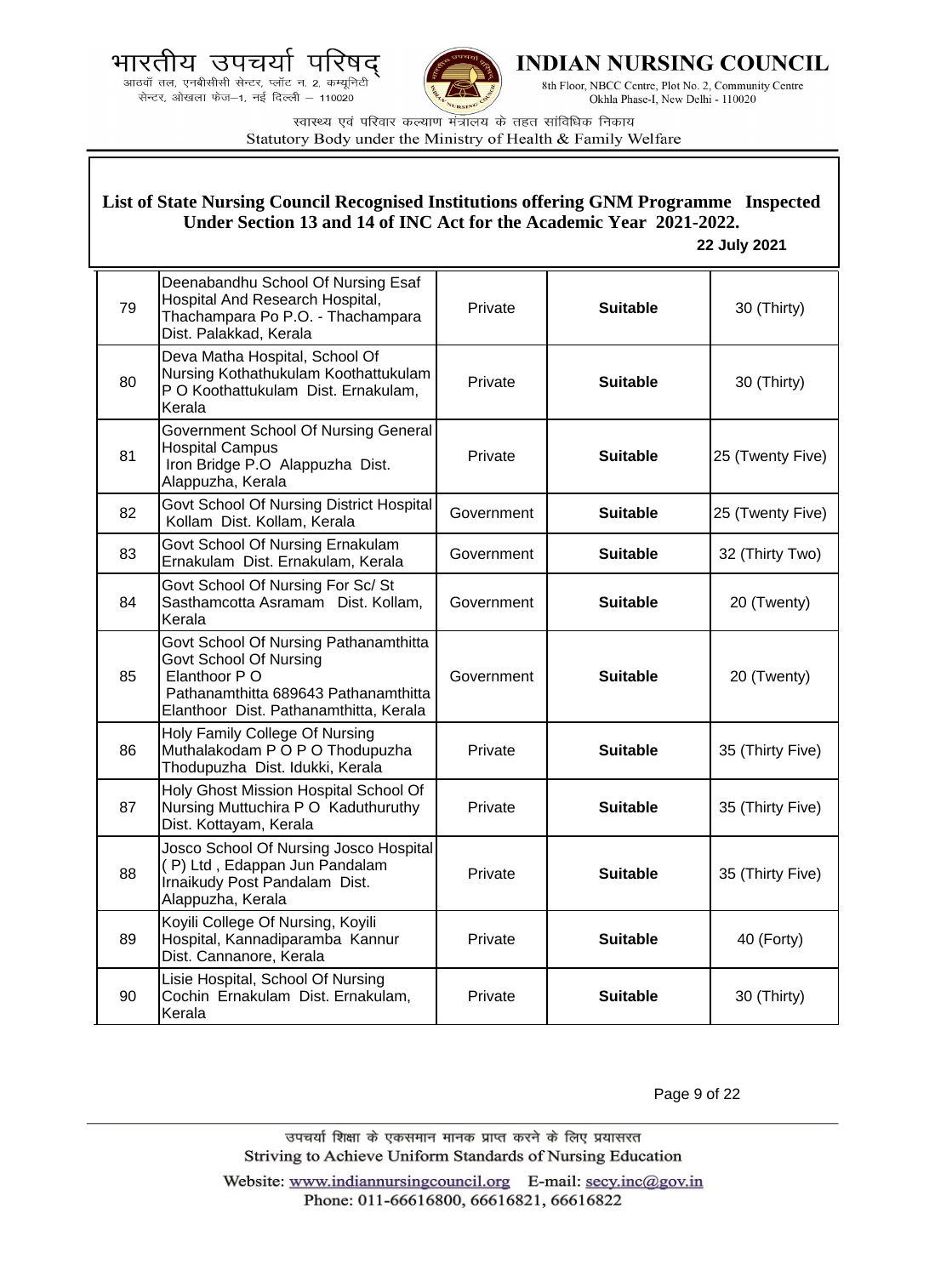भारतीय उपचर्या परिषद्
आठवाँ तल, एनबीसीसी सेन्टर, प्लॉट न. 2, कम्यूनिटी सेन्टर, ओखला फेज–1, नई दिल्ली – 110020

**INDIAN NURSING COUNCIL**
8th Floor, NBCC Centre, Plot No. 2, Community Centre Okhla Phase-I, New Delhi - 110020

स्वास्थ्य एवं परिवार कल्याण मंत्रालय के तहत सांविधिक निकाय
Statutory Body under the Ministry of Health & Family Welfare

## List of State Nursing Council Recognised Institutions offering GNM Programme Inspected Under Section 13 and 14 of INC Act for the Academic Year 2021-2022.

**22 July 2021**

| | | | | |
|---|---|---|---|---|
| 79 | Deenabandhu School Of Nursing Esaf Hospital And Research Hospital, Thachampara Po P.O. - Thachampara Dist. Palakkad, Kerala | Private | **Suitable** | 30 (Thirty) |
| 80 | Deva Matha Hospital, School Of Nursing Kothathukulam Koothattukulam P O Koothattukulam Dist. Ernakulam, Kerala | Private | **Suitable** | 30 (Thirty) |
| 81 | Government School Of Nursing General Hospital Campus Iron Bridge P.O Alappuzha Dist. Alappuzha, Kerala | Private | **Suitable** | 25 (Twenty Five) |
| 82 | Govt School Of Nursing District Hospital Kollam Dist. Kollam, Kerala | Government | **Suitable** | 25 (Twenty Five) |
| 83 | Govt School Of Nursing Ernakulam Ernakulam Dist. Ernakulam, Kerala | Government | **Suitable** | 32 (Thirty Two) |
| 84 | Govt School Of Nursing For Sc/ St Sasthamcotta Asramam Dist. Kollam, Kerala | Government | **Suitable** | 20 (Twenty) |
| 85 | Govt School Of Nursing Pathanamthitta Govt School Of Nursing Elanthoor P O Pathanamthitta 689643 Pathanamthitta Elanthoor Dist. Pathanamthitta, Kerala | Government | **Suitable** | 20 (Twenty) |
| 86 | Holy Family College Of Nursing Muthalakodam P O P O Thodupuzha Thodupuzha Dist. Idukki, Kerala | Private | **Suitable** | 35 (Thirty Five) |
| 87 | Holy Ghost Mission Hospital School Of Nursing Muttuchira P O Kaduthuruthy Dist. Kottayam, Kerala | Private | **Suitable** | 35 (Thirty Five) |
| 88 | Josco School Of Nursing Josco Hospital ( P) Ltd , Edappan Jun Pandalam Irnaikudy Post Pandalam Dist. Alappuzha, Kerala | Private | **Suitable** | 35 (Thirty Five) |
| 89 | Koyili College Of Nursing, Koyili Hospital, Kannadiparamba Kannur Dist. Cannanore, Kerala | Private | **Suitable** | 40 (Forty) |
| 90 | Lisie Hospital, School Of Nursing Cochin Ernakulam Dist. Ernakulam, Kerala | Private | **Suitable** | 30 (Thirty) |

उपचर्या शिक्षा के एकसमान मानक प्राप्त करने के लिए प्रयासरत
Striving to Achieve Uniform Standards of Nursing Education

Website: www.indiannursingcouncil.org E-mail: secy.inc@gov.in
Phone: 011-66616800, 66616821, 66616822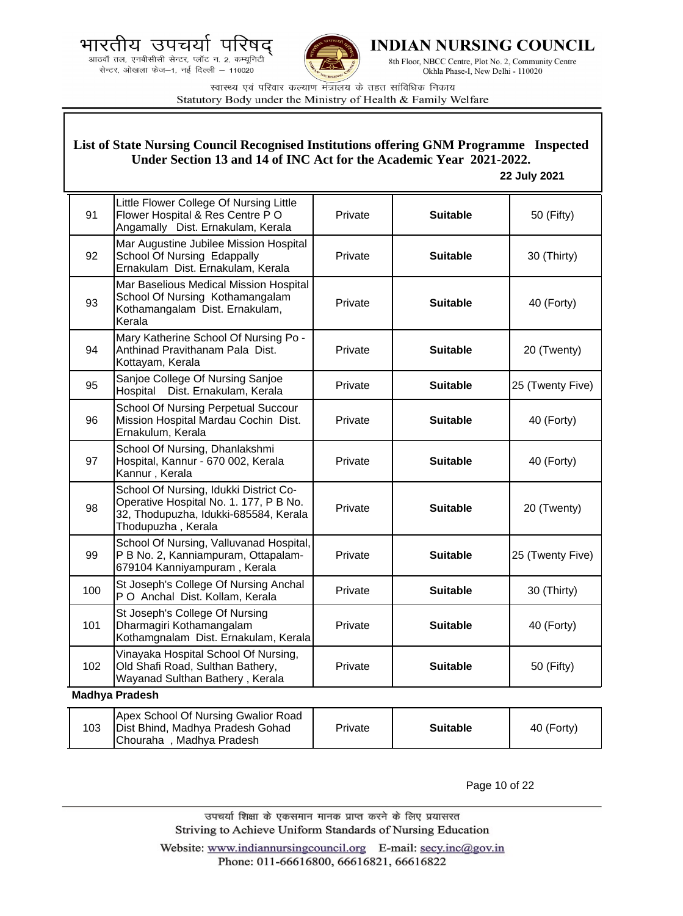**List of State Nursing Council Recognised Institutions offering GNM Programme Inspected Under Section 13 and 14 of INC Act for the Academic Year 2021-2022.**

**22 July 2021**

| | | | | |
|---|---|---|---|---|
| 91 | Little Flower College Of Nursing Little Flower Hospital & Res Centre P O Angamally Dist. Ernakulam, Kerala | Private | **Suitable** | 50 (Fifty) |
| 92 | Mar Augustine Jubilee Mission Hospital School Of Nursing Edappally Ernakulam Dist. Ernakulam, Kerala | Private | **Suitable** | 30 (Thirty) |
| 93 | Mar Baselious Medical Mission Hospital School Of Nursing Kothamangalam Kothamangalam Dist. Ernakulam, Kerala | Private | **Suitable** | 40 (Forty) |
| 94 | Mary Katherine School Of Nursing Po - Anthinad Pravithanam Pala Dist. Kottayam, Kerala | Private | **Suitable** | 20 (Twenty) |
| 95 | Sanjoe College Of Nursing Sanjoe Hospital Dist. Ernakulam, Kerala | Private | **Suitable** | 25 (Twenty Five) |
| 96 | School Of Nursing Perpetual Succour Mission Hospital Mardau Cochin Dist. Ernakulum, Kerala | Private | **Suitable** | 40 (Forty) |
| 97 | School Of Nursing, Dhanlakshmi Hospital, Kannur - 670 002, Kerala Kannur , Kerala | Private | **Suitable** | 40 (Forty) |
| 98 | School Of Nursing, Idukki District Co-Operative Hospital No. 1. 177, P B No. 32, Thodupuzha, Idukki-685584, Kerala Thodupuzha , Kerala | Private | **Suitable** | 20 (Twenty) |
| 99 | School Of Nursing, Valluvanad Hospital, P B No. 2, Kanniampuram, Ottapalam-679104 Kanniyampuram , Kerala | Private | **Suitable** | 25 (Twenty Five) |
| 100 | St Joseph's College Of Nursing Anchal P O Anchal Dist. Kollam, Kerala | Private | **Suitable** | 30 (Thirty) |
| 101 | St Joseph's College Of Nursing Dharmagiri Kothamangalam Kothamgnalam Dist. Ernakulam, Kerala | Private | **Suitable** | 40 (Forty) |
| 102 | Vinayaka Hospital School Of Nursing, Old Shafi Road, Sulthan Bathery, Wayanad Sulthan Bathery , Kerala | Private | **Suitable** | 50 (Fifty) |

**Madhya Pradesh**

| | | | | |
|---|---|---|---|---|
| 103 | Apex School Of Nursing Gwalior Road Dist Bhind, Madhya Pradesh Gohad Chouraha , Madhya Pradesh | Private | **Suitable** | 40 (Forty) |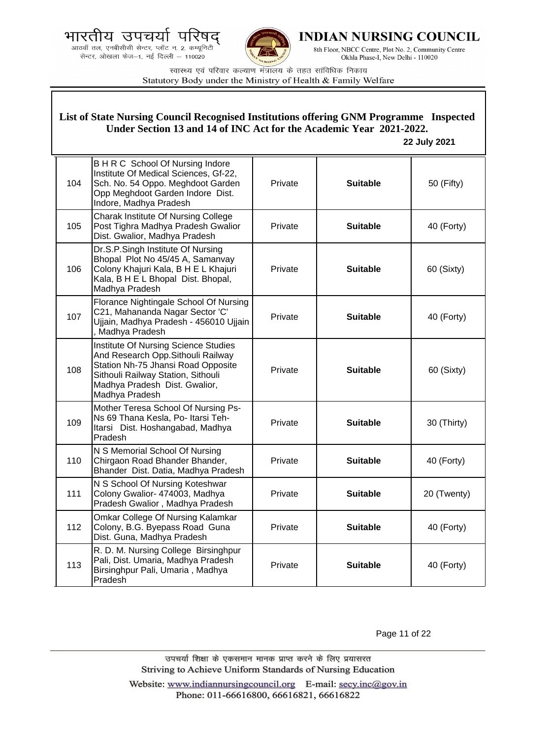**List of State Nursing Council Recognised Institutions offering GNM Programme Inspected Under Section 13 and 14 of INC Act for the Academic Year 2021-2022.**

**22 July 2021**

| | | | | |
|---|---|---|---|---|
| 104 | B H R C School Of Nursing Indore Institute Of Medical Sciences, Gf-22, Sch. No. 54 Oppo. Meghdoot Garden Opp Meghdoot Garden Indore Dist. Indore, Madhya Pradesh | Private | **Suitable** | 50 (Fifty) |
| 105 | Charak Institute Of Nursing College Post Tighra Madhya Pradesh Gwalior Dist. Gwalior, Madhya Pradesh | Private | **Suitable** | 40 (Forty) |
| 106 | Dr.S.P.Singh Institute Of Nursing Bhopal Plot No 45/45 A, Samanvay Colony Khajuri Kala, B H E L Khajuri Kala, B H E L Bhopal Dist. Bhopal, Madhya Pradesh | Private | **Suitable** | 60 (Sixty) |
| 107 | Florance Nightingale School Of Nursing C21, Mahananda Nagar Sector 'C' Ujjain, Madhya Pradesh - 456010 Ujjain , Madhya Pradesh | Private | **Suitable** | 40 (Forty) |
| 108 | Institute Of Nursing Science Studies And Research Opp.Sithouli Railway Station Nh-75 Jhansi Road Opposite Sithouli Railway Station, Sithouli Madhya Pradesh Dist. Gwalior, Madhya Pradesh | Private | **Suitable** | 60 (Sixty) |
| 109 | Mother Teresa School Of Nursing Ps-Ns 69 Thana Kesla, Po- Itarsi Teh- Itarsi Dist. Hoshangabad, Madhya Pradesh | Private | **Suitable** | 30 (Thirty) |
| 110 | N S Memorial School Of Nursing Chirgaon Road Bhander Bhander, Bhander Dist. Datia, Madhya Pradesh | Private | **Suitable** | 40 (Forty) |
| 111 | N S School Of Nursing Koteshwar Colony Gwalior- 474003, Madhya Pradesh Gwalior , Madhya Pradesh | Private | **Suitable** | 20 (Twenty) |
| 112 | Omkar College Of Nursing Kalamkar Colony, B.G. Byepass Road Guna Dist. Guna, Madhya Pradesh | Private | **Suitable** | 40 (Forty) |
| 113 | R. D. M. Nursing College Birsinghpur Pali, Dist. Umaria, Madhya Pradesh Birsinghpur Pali, Umaria , Madhya Pradesh | Private | **Suitable** | 40 (Forty) |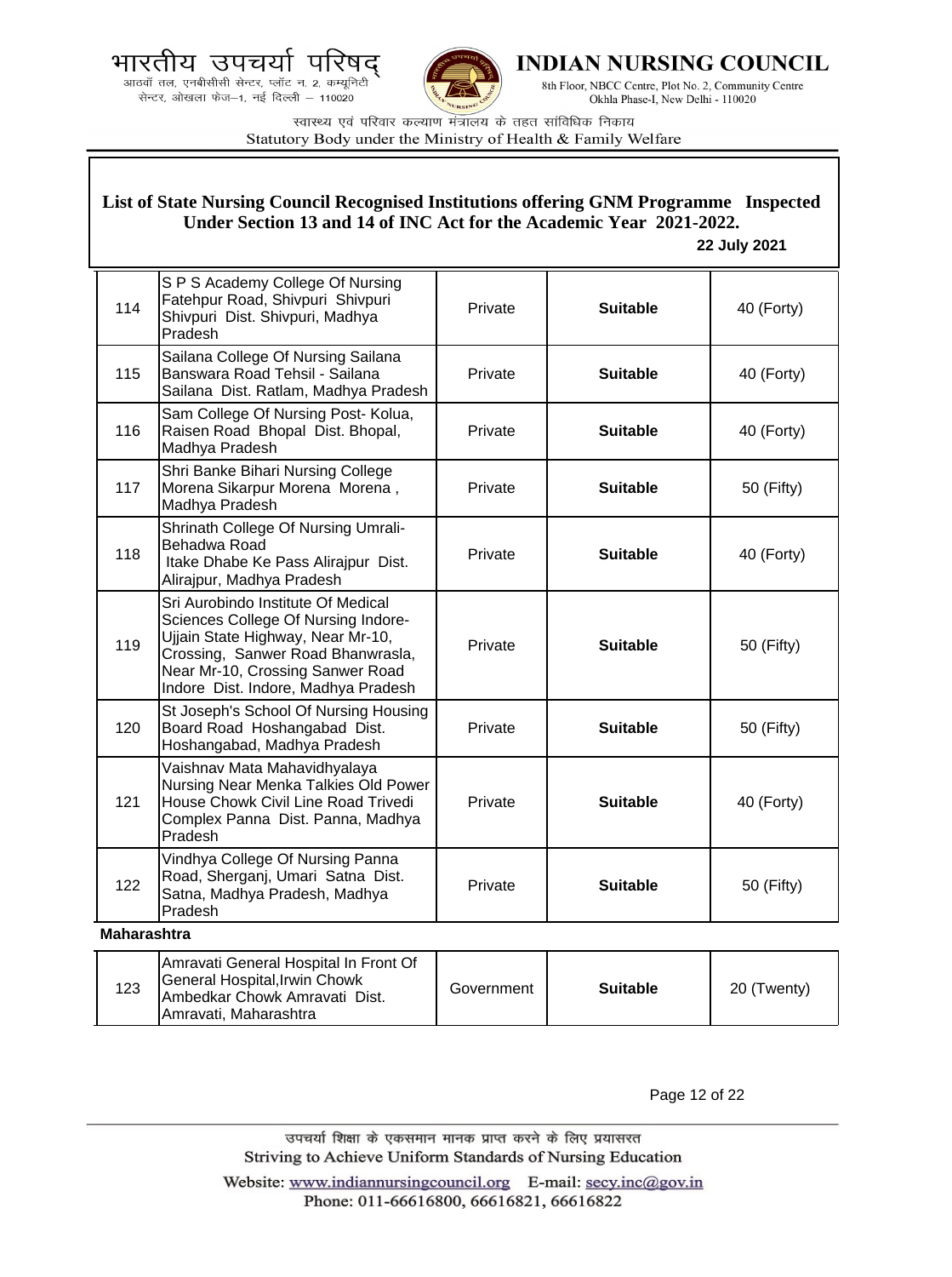**List of State Nursing Council Recognised Institutions offering GNM Programme Inspected Under Section 13 and 14 of INC Act for the Academic Year 2021-2022.**

**22 July 2021**

| | | | | |
|---|---|---|---|---|
| 114 | S P S Academy College Of Nursing Fatehpur Road, Shivpuri Shivpuri Shivpuri Dist. Shivpuri, Madhya Pradesh | Private | **Suitable** | 40 (Forty) |
| 115 | Sailana College Of Nursing Sailana Banswara Road Tehsil - Sailana Sailana Dist. Ratlam, Madhya Pradesh | Private | **Suitable** | 40 (Forty) |
| 116 | Sam College Of Nursing Post- Kolua, Raisen Road Bhopal Dist. Bhopal, Madhya Pradesh | Private | **Suitable** | 40 (Forty) |
| 117 | Shri Banke Bihari Nursing College Morena Sikarpur Morena Morena , Madhya Pradesh | Private | **Suitable** | 50 (Fifty) |
| 118 | Shrinath College Of Nursing Umrali-Behadwa Road Itake Dhabe Ke Pass Alirajpur Dist. Alirajpur, Madhya Pradesh | Private | **Suitable** | 40 (Forty) |
| 119 | Sri Aurobindo Institute Of Medical Sciences College Of Nursing Indore-Ujjain State Highway, Near Mr-10, Crossing, Sanwer Road Bhanwrasla, Near Mr-10, Crossing Sanwer Road Indore Dist. Indore, Madhya Pradesh | Private | **Suitable** | 50 (Fifty) |
| 120 | St Joseph's School Of Nursing Housing Board Road Hoshangabad Dist. Hoshangabad, Madhya Pradesh | Private | **Suitable** | 50 (Fifty) |
| 121 | Vaishnav Mata Mahavidhyalaya Nursing Near Menka Talkies Old Power House Chowk Civil Line Road Trivedi Complex Panna Dist. Panna, Madhya Pradesh | Private | **Suitable** | 40 (Forty) |
| 122 | Vindhya College Of Nursing Panna Road, Sherganj, Umari Satna Dist. Satna, Madhya Pradesh, Madhya Pradesh | Private | **Suitable** | 50 (Fifty) |

**Maharashtra**

| | | | | |
|---|---|---|---|---|
| 123 | Amravati General Hospital In Front Of General Hospital,Irwin Chowk Ambedkar Chowk Amravati Dist. Amravati, Maharashtra | Government | **Suitable** | 20 (Twenty) |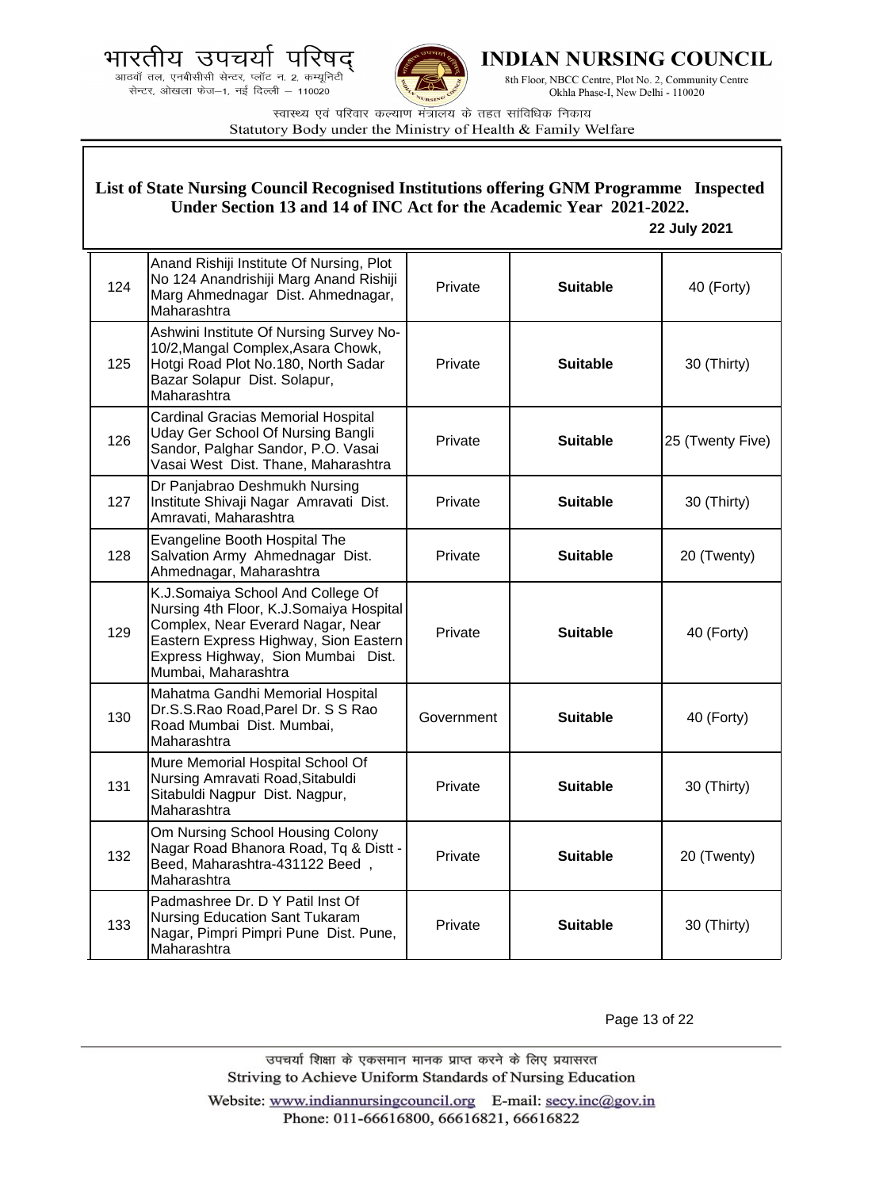## List of State Nursing Council Recognised Institutions offering GNM Programme Inspected Under Section 13 and 14 of INC Act for the Academic Year 2021-2022.

**22 July 2021**

| | | | | |
|---|---|---|---|---|
| 124 | Anand Rishiji Institute Of Nursing, Plot No 124 Anandrishiji Marg Anand Rishiji Marg Ahmednagar Dist. Ahmednagar, Maharashtra | Private | **Suitable** | 40 (Forty) |
| 125 | Ashwini Institute Of Nursing Survey No-10/2,Mangal Complex,Asara Chowk, Hotgi Road Plot No.180, North Sadar Bazar Solapur Dist. Solapur, Maharashtra | Private | **Suitable** | 30 (Thirty) |
| 126 | Cardinal Gracias Memorial Hospital Uday Ger School Of Nursing Bangli Sandor, Palghar Sandor, P.O. Vasai Vasai West Dist. Thane, Maharashtra | Private | **Suitable** | 25 (Twenty Five) |
| 127 | Dr Panjabrao Deshmukh Nursing Institute Shivaji Nagar Amravati Dist. Amravati, Maharashtra | Private | **Suitable** | 30 (Thirty) |
| 128 | Evangeline Booth Hospital The Salvation Army Ahmednagar Dist. Ahmednagar, Maharashtra | Private | **Suitable** | 20 (Twenty) |
| 129 | K.J.Somaiya School And College Of Nursing 4th Floor, K.J.Somaiya Hospital Complex, Near Everard Nagar, Near Eastern Express Highway, Sion Eastern Express Highway, Sion Mumbai Dist. Mumbai, Maharashtra | Private | **Suitable** | 40 (Forty) |
| 130 | Mahatma Gandhi Memorial Hospital Dr.S.S.Rao Road,Parel Dr. S S Rao Road Mumbai Dist. Mumbai, Maharashtra | Government | **Suitable** | 40 (Forty) |
| 131 | Mure Memorial Hospital School Of Nursing Amravati Road,Sitabuldi Sitabuldi Nagpur Dist. Nagpur, Maharashtra | Private | **Suitable** | 30 (Thirty) |
| 132 | Om Nursing School Housing Colony Nagar Road Bhanora Road, Tq & Distt - Beed, Maharashtra-431122 Beed , Maharashtra | Private | **Suitable** | 20 (Twenty) |
| 133 | Padmashree Dr. D Y Patil Inst Of Nursing Education Sant Tukaram Nagar, Pimpri Pimpri Pune Dist. Pune, Maharashtra | Private | **Suitable** | 30 (Thirty) |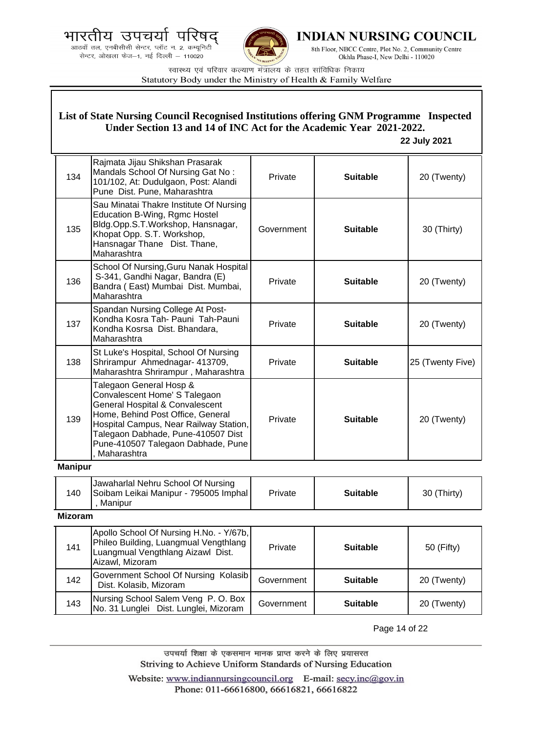# List of State Nursing Council Recognised Institutions offering GNM Programme Inspected Under Section 13 and 14 of INC Act for the Academic Year 2021-2022.

**22 July 2021**

| | | | | |
|---|---|---|---|---|
| 134 | Rajmata Jijau Shikshan Prasarak Mandals School Of Nursing Gat No : 101/102, At: Dudulgaon, Post: Alandi Pune Dist. Pune, Maharashtra | Private | **Suitable** | 20 (Twenty) |
| 135 | Sau Minatai Thakre Institute Of Nursing Education B-Wing, Rgmc Hostel Bldg.Opp.S.T.Workshop, Hansnagar, Khopat Opp. S.T. Workshop, Hansnagar Thane Dist. Thane, Maharashtra | Government | **Suitable** | 30 (Thirty) |
| 136 | School Of Nursing,Guru Nanak Hospital S-341, Gandhi Nagar, Bandra (E) Bandra ( East) Mumbai Dist. Mumbai, Maharashtra | Private | **Suitable** | 20 (Twenty) |
| 137 | Spandan Nursing College At Post-Kondha Kosra Tah- Pauni Tah-Pauni Kondha Kosrsa Dist. Bhandara, Maharashtra | Private | **Suitable** | 20 (Twenty) |
| 138 | St Luke's Hospital, School Of Nursing Shrirampur Ahmednagar- 413709, Maharashtra Shrirampur , Maharashtra | Private | **Suitable** | 25 (Twenty Five) |
| 139 | Talegaon General Hosp & Convalescent Home' S Talegaon General Hospital & Convalescent Home, Behind Post Office, General Hospital Campus, Near Railway Station, Talegaon Dabhade, Pune-410507 Dist Pune-410507 Talegaon Dabhade, Pune , Maharashtra | Private | **Suitable** | 20 (Twenty) |

**Manipur**

| | | | | |
|---|---|---|---|---|
| 140 | Jawaharlal Nehru School Of Nursing Soibam Leikai Manipur - 795005 Imphal , Manipur | Private | **Suitable** | 30 (Thirty) |

**Mizoram**

| | | | | |
|---|---|---|---|---|
| 141 | Apollo School Of Nursing H.No. - Y/67b, Phileo Building, Luangmual Vengthlang Luangmual Vengthlang Aizawl Dist. Aizawl, Mizoram | Private | **Suitable** | 50 (Fifty) |
| 142 | Government School Of Nursing Kolasib Dist. Kolasib, Mizoram | Government | **Suitable** | 20 (Twenty) |
| 143 | Nursing School Salem Veng P. O. Box No. 31 Lunglei Dist. Lunglei, Mizoram | Government | **Suitable** | 20 (Twenty) |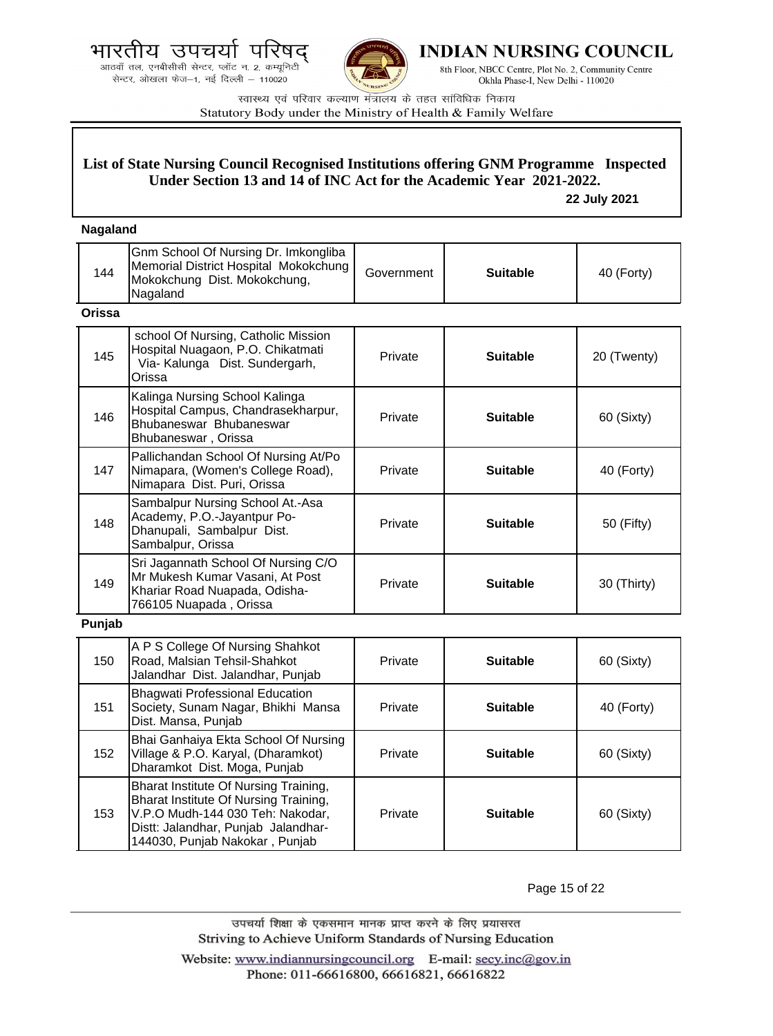**List of State Nursing Council Recognised Institutions offering GNM Programme Inspected Under Section 13 and 14 of INC Act for the Academic Year 2021-2022.**

**22 July 2021**

**Nagaland**

| | | | | |
|---|---|---|---|---|
| 144 | Gnm School Of Nursing Dr. Imkongliba Memorial District Hospital Mokokchung Mokokchung Dist. Mokokchung, Nagaland | Government | **Suitable** | 40 (Forty) |

**Orissa**

| | | | | |
|---|---|---|---|---|
| 145 | school Of Nursing, Catholic Mission Hospital Nuagaon, P.O. Chikatmati Via- Kalunga Dist. Sundergarh, Orissa | Private | **Suitable** | 20 (Twenty) |
| 146 | Kalinga Nursing School Kalinga Hospital Campus, Chandrasekharpur, Bhubaneswar Bhubaneswar Bhubaneswar , Orissa | Private | **Suitable** | 60 (Sixty) |
| 147 | Pallichandan School Of Nursing At/Po Nimapara, (Women's College Road), Nimapara Dist. Puri, Orissa | Private | **Suitable** | 40 (Forty) |
| 148 | Sambalpur Nursing School At.-Asa Academy, P.O.-Jayantpur Po-Dhanupali, Sambalpur Dist. Sambalpur, Orissa | Private | **Suitable** | 50 (Fifty) |
| 149 | Sri Jagannath School Of Nursing C/O Mr Mukesh Kumar Vasani, At Post Khariar Road Nuapada, Odisha-766105 Nuapada , Orissa | Private | **Suitable** | 30 (Thirty) |

**Punjab**

| | | | | |
|---|---|---|---|---|
| 150 | A P S College Of Nursing Shahkot Road, Malsian Tehsil-Shahkot Jalandhar Dist. Jalandhar, Punjab | Private | **Suitable** | 60 (Sixty) |
| 151 | Bhagwati Professional Education Society, Sunam Nagar, Bhikhi Mansa Dist. Mansa, Punjab | Private | **Suitable** | 40 (Forty) |
| 152 | Bhai Ganhaiya Ekta School Of Nursing Village & P.O. Karyal, (Dharamkot) Dharamkot Dist. Moga, Punjab | Private | **Suitable** | 60 (Sixty) |
| 153 | Bharat Institute Of Nursing Training, Bharat Institute Of Nursing Training, V.P.O Mudh-144 030 Teh: Nakodar, Distt: Jalandhar, Punjab Jalandhar-144030, Punjab Nakokar , Punjab | Private | **Suitable** | 60 (Sixty) |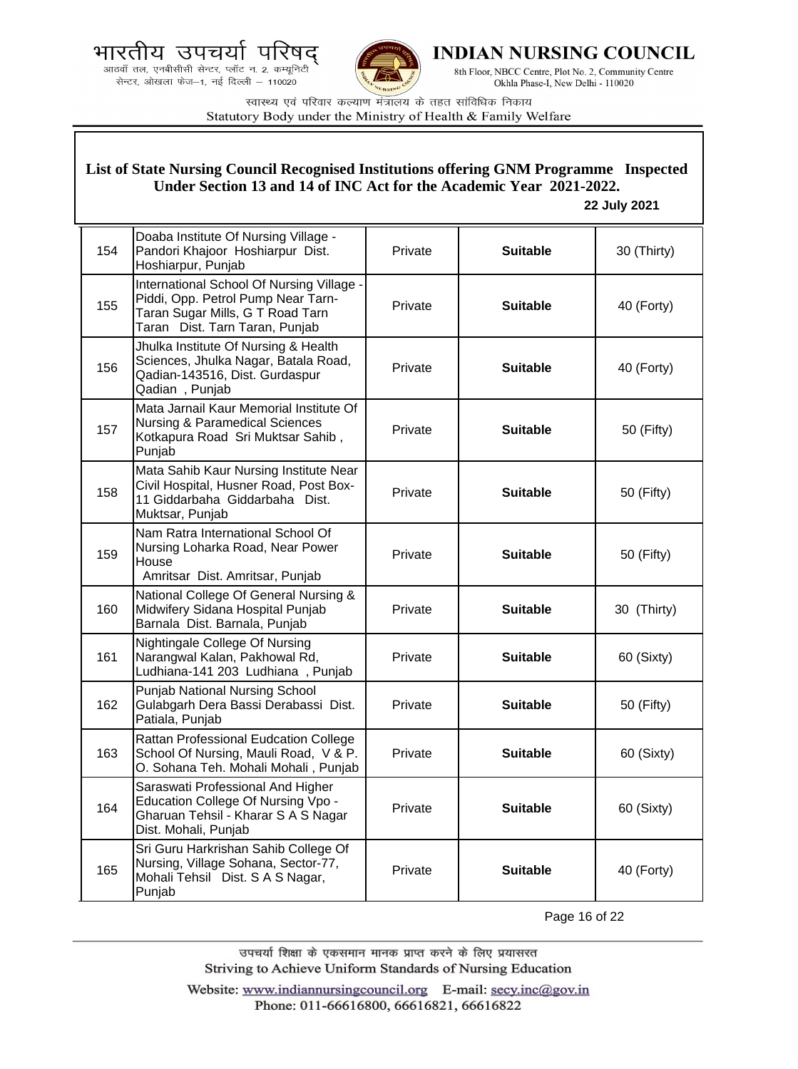भारतीय उपचर्या परिषद्
आठवाँ तल, एनबीसीसी सेन्टर, प्लॉट न. 2, कम्यूनिटी सेन्टर, ओखला फेज–1, नई दिल्ली – 110020

**INDIAN NURSING COUNCIL**
8th Floor, NBCC Centre, Plot No. 2, Community Centre Okhla Phase-I, New Delhi - 110020

स्वास्थ्य एवं परिवार कल्याण मंत्रालय के तहत सांविधिक निकाय
Statutory Body under the Ministry of Health & Family Welfare

## List of State Nursing Council Recognised Institutions offering GNM Programme Inspected Under Section 13 and 14 of INC Act for the Academic Year 2021-2022.

**22 July 2021**

| | | | | |
|---|---|---|---|---|
| 154 | Doaba Institute Of Nursing Village - Pandori Khajoor Hoshiarpur Dist. Hoshiarpur, Punjab | Private | **Suitable** | 30 (Thirty) |
| 155 | International School Of Nursing Village - Piddi, Opp. Petrol Pump Near Tarn-Taran Sugar Mills, G T Road Tarn Taran Dist. Tarn Taran, Punjab | Private | **Suitable** | 40 (Forty) |
| 156 | Jhulka Institute Of Nursing & Health Sciences, Jhulka Nagar, Batala Road, Qadian-143516, Dist. Gurdaspur Qadian , Punjab | Private | **Suitable** | 40 (Forty) |
| 157 | Mata Jarnail Kaur Memorial Institute Of Nursing & Paramedical Sciences Kotkapura Road Sri Muktsar Sahib , Punjab | Private | **Suitable** | 50 (Fifty) |
| 158 | Mata Sahib Kaur Nursing Institute Near Civil Hospital, Husner Road, Post Box-11 Giddarbaha Giddarbaha Dist. Muktsar, Punjab | Private | **Suitable** | 50 (Fifty) |
| 159 | Nam Ratra International School Of Nursing Loharka Road, Near Power House Amritsar Dist. Amritsar, Punjab | Private | **Suitable** | 50 (Fifty) |
| 160 | National College Of General Nursing & Midwifery Sidana Hospital Punjab Barnala Dist. Barnala, Punjab | Private | **Suitable** | 30 (Thirty) |
| 161 | Nightingale College Of Nursing Narangwal Kalan, Pakhowal Rd, Ludhiana-141 203 Ludhiana , Punjab | Private | **Suitable** | 60 (Sixty) |
| 162 | Punjab National Nursing School Gulabgarh Dera Bassi Derabassi Dist. Patiala, Punjab | Private | **Suitable** | 50 (Fifty) |
| 163 | Rattan Professional Eudcation College School Of Nursing, Mauli Road, V & P. O. Sohana Teh. Mohali Mohali , Punjab | Private | **Suitable** | 60 (Sixty) |
| 164 | Saraswati Professional And Higher Education College Of Nursing Vpo - Gharuan Tehsil - Kharar S A S Nagar Dist. Mohali, Punjab | Private | **Suitable** | 60 (Sixty) |
| 165 | Sri Guru Harkrishan Sahib College Of Nursing, Village Sohana, Sector-77, Mohali Tehsil Dist. S A S Nagar, Punjab | Private | **Suitable** | 40 (Forty) |

उपचर्या शिक्षा के एकसमान मानक प्राप्त करने के लिए प्रयासरत
Striving to Achieve Uniform Standards of Nursing Education

Website: www.indiannursingcouncil.org E-mail: secy.inc@gov.in
Phone: 011-66616800, 66616821, 66616822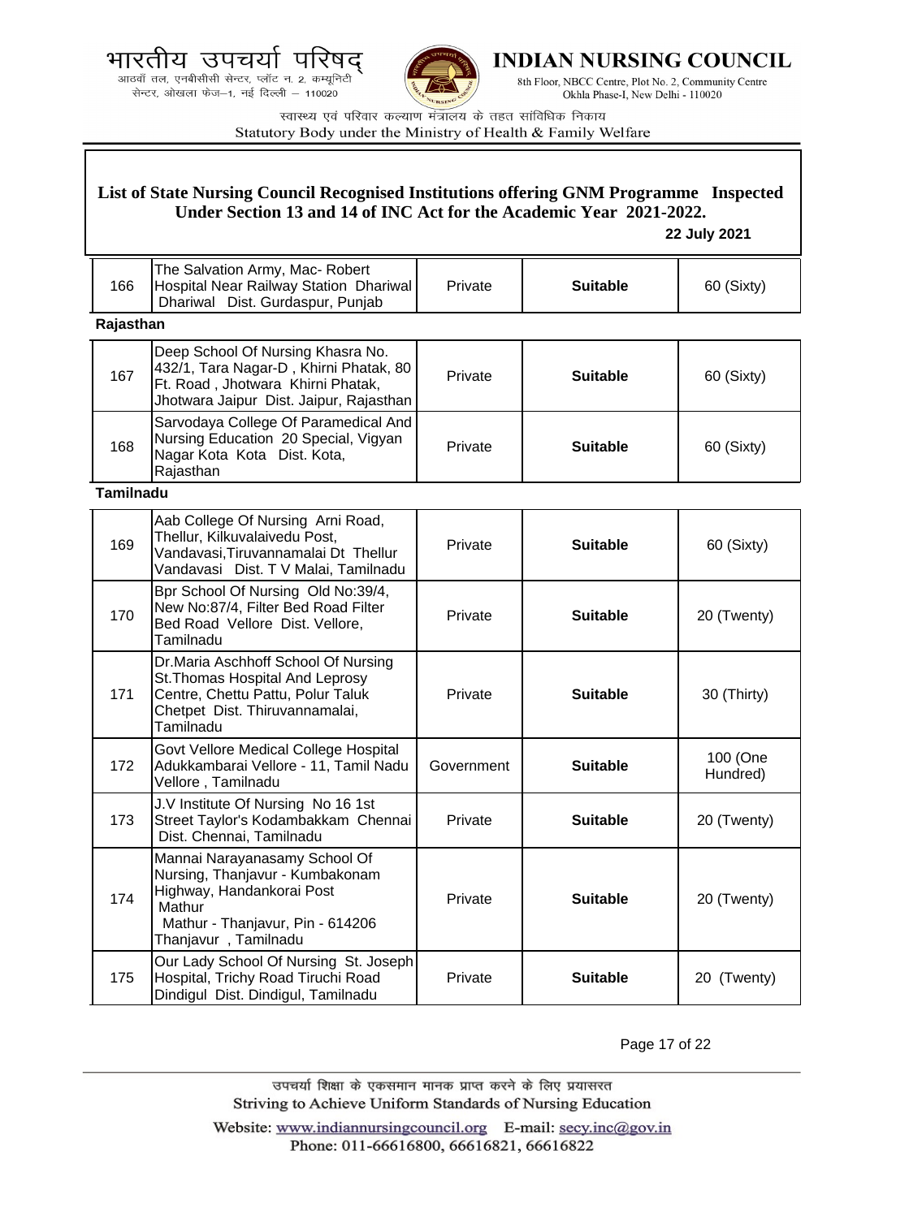**List of State Nursing Council Recognised Institutions offering GNM Programme Inspected Under Section 13 and 14 of INC Act for the Academic Year 2021-2022.**

**22 July 2021**

| | | | | |
|---|---|---|---|---|
| 166 | The Salvation Army, Mac- Robert Hospital Near Railway Station Dhariwal Dhariwal Dist. Gurdaspur, Punjab | Private | **Suitable** | 60 (Sixty) |
| **Rajasthan** | | | | |
| 167 | Deep School Of Nursing Khasra No. 432/1, Tara Nagar-D , Khirni Phatak, 80 Ft. Road , Jhotwara Khirni Phatak, Jhotwara Jaipur Dist. Jaipur, Rajasthan | Private | **Suitable** | 60 (Sixty) |
| 168 | Sarvodaya College Of Paramedical And Nursing Education 20 Special, Vigyan Nagar Kota Kota Dist. Kota, Rajasthan | Private | **Suitable** | 60 (Sixty) |
| **Tamilnadu** | | | | |
| 169 | Aab College Of Nursing Arni Road, Thellur, Kilkuvalaivedu Post, Vandavasi,Tiruvannamalai Dt Thellur Vandavasi Dist. T V Malai, Tamilnadu | Private | **Suitable** | 60 (Sixty) |
| 170 | Bpr School Of Nursing Old No:39/4, New No:87/4, Filter Bed Road Filter Bed Road Vellore Dist. Vellore, Tamilnadu | Private | **Suitable** | 20 (Twenty) |
| 171 | Dr.Maria Aschhoff School Of Nursing St.Thomas Hospital And Leprosy Centre, Chettu Pattu, Polur Taluk Chetpet Dist. Thiruvannamalai, Tamilnadu | Private | **Suitable** | 30 (Thirty) |
| 172 | Govt Vellore Medical College Hospital Adukkambarai Vellore - 11, Tamil Nadu Vellore , Tamilnadu | Government | **Suitable** | 100 (One Hundred) |
| 173 | J.V Institute Of Nursing No 16 1st Street Taylor's Kodambakkam Chennai Dist. Chennai, Tamilnadu | Private | **Suitable** | 20 (Twenty) |
| 174 | Mannai Narayanasamy School Of Nursing, Thanjavur - Kumbakonam Highway, Handankorai Post Mathur Mathur - Thanjavur, Pin - 614206 Thanjavur , Tamilnadu | Private | **Suitable** | 20 (Twenty) |
| 175 | Our Lady School Of Nursing St. Joseph Hospital, Trichy Road Tiruchi Road Dindigul Dist. Dindigul, Tamilnadu | Private | **Suitable** | 20 (Twenty) |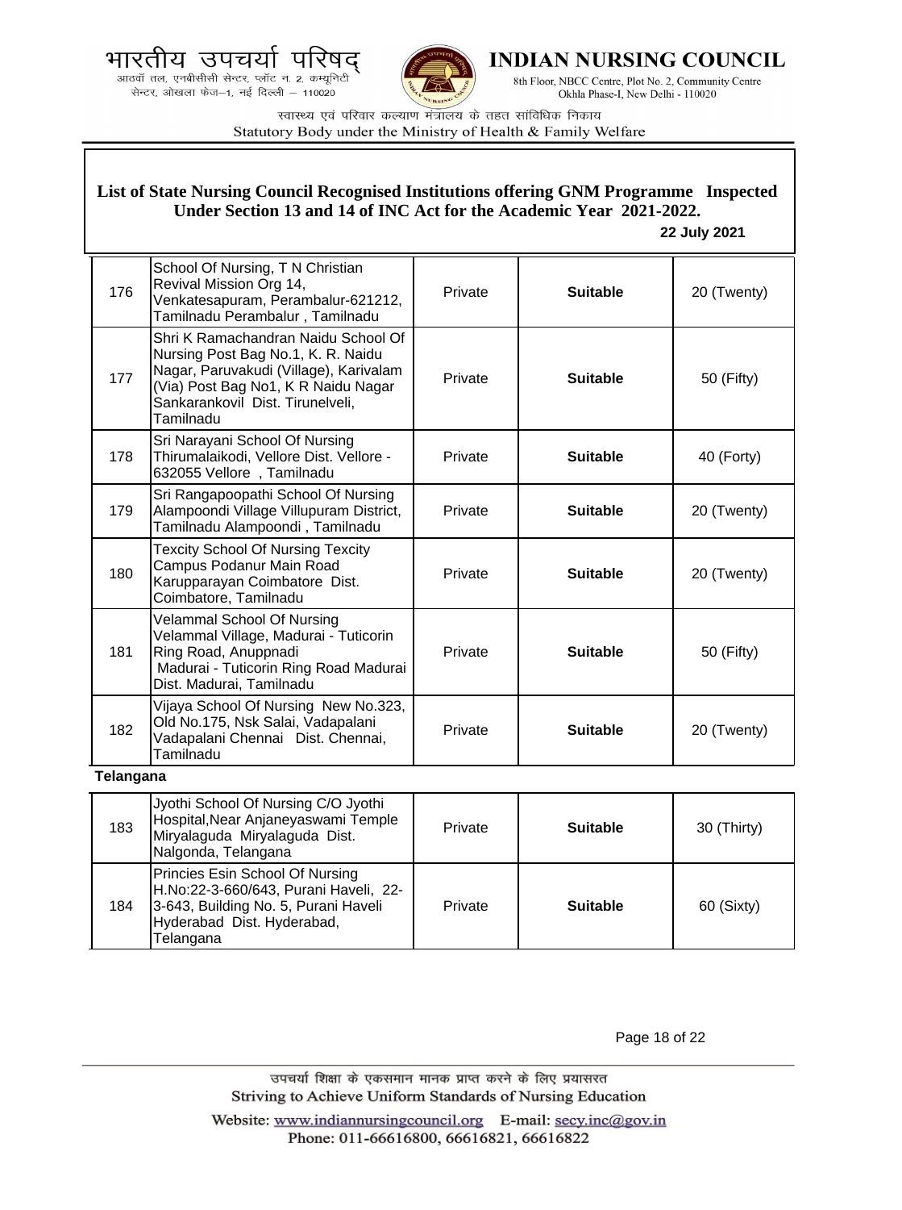## List of State Nursing Council Recognised Institutions offering GNM Programme Inspected Under Section 13 and 14 of INC Act for the Academic Year 2021-2022.

**22 July 2021**

| | | | | |
|---|---|---|---|---|
| 176 | School Of Nursing, T N Christian Revival Mission Org 14, Venkatesapuram, Perambalur-621212, Tamilnadu Perambalur , Tamilnadu | Private | **Suitable** | 20 (Twenty) |
| 177 | Shri K Ramachandran Naidu School Of Nursing Post Bag No.1, K. R. Naidu Nagar, Paruvakudi (Village), Karivalam (Via) Post Bag No1, K R Naidu Nagar Sankarankovil Dist. Tirunelveli, Tamilnadu | Private | **Suitable** | 50 (Fifty) |
| 178 | Sri Narayani School Of Nursing Thirumalaikodi, Vellore Dist. Vellore - 632055 Vellore , Tamilnadu | Private | **Suitable** | 40 (Forty) |
| 179 | Sri Rangapoopathi School Of Nursing Alampoondi Village Villupuram District, Tamilnadu Alampoondi , Tamilnadu | Private | **Suitable** | 20 (Twenty) |
| 180 | Texcity School Of Nursing Texcity Campus Podanur Main Road Karupparayan Coimbatore Dist. Coimbatore, Tamilnadu | Private | **Suitable** | 20 (Twenty) |
| 181 | Velammal School Of Nursing Velammal Village, Madurai - Tuticorin Ring Road, Anuppnadi Madurai - Tuticorin Ring Road Madurai Dist. Madurai, Tamilnadu | Private | **Suitable** | 50 (Fifty) |
| 182 | Vijaya School Of Nursing New No.323, Old No.175, Nsk Salai, Vadapalani Vadapalani Chennai Dist. Chennai, Tamilnadu | Private | **Suitable** | 20 (Twenty) |

**Telangana**

| | | | | |
|---|---|---|---|---|
| 183 | Jyothi School Of Nursing C/O Jyothi Hospital,Near Anjaneyaswami Temple Miryalaguda Miryalaguda Dist. Nalgonda, Telangana | Private | **Suitable** | 30 (Thirty) |
| 184 | Princies Esin School Of Nursing H.No:22-3-660/643, Purani Haveli, 22-3-643, Building No. 5, Purani Haveli Hyderabad Dist. Hyderabad, Telangana | Private | **Suitable** | 60 (Sixty) |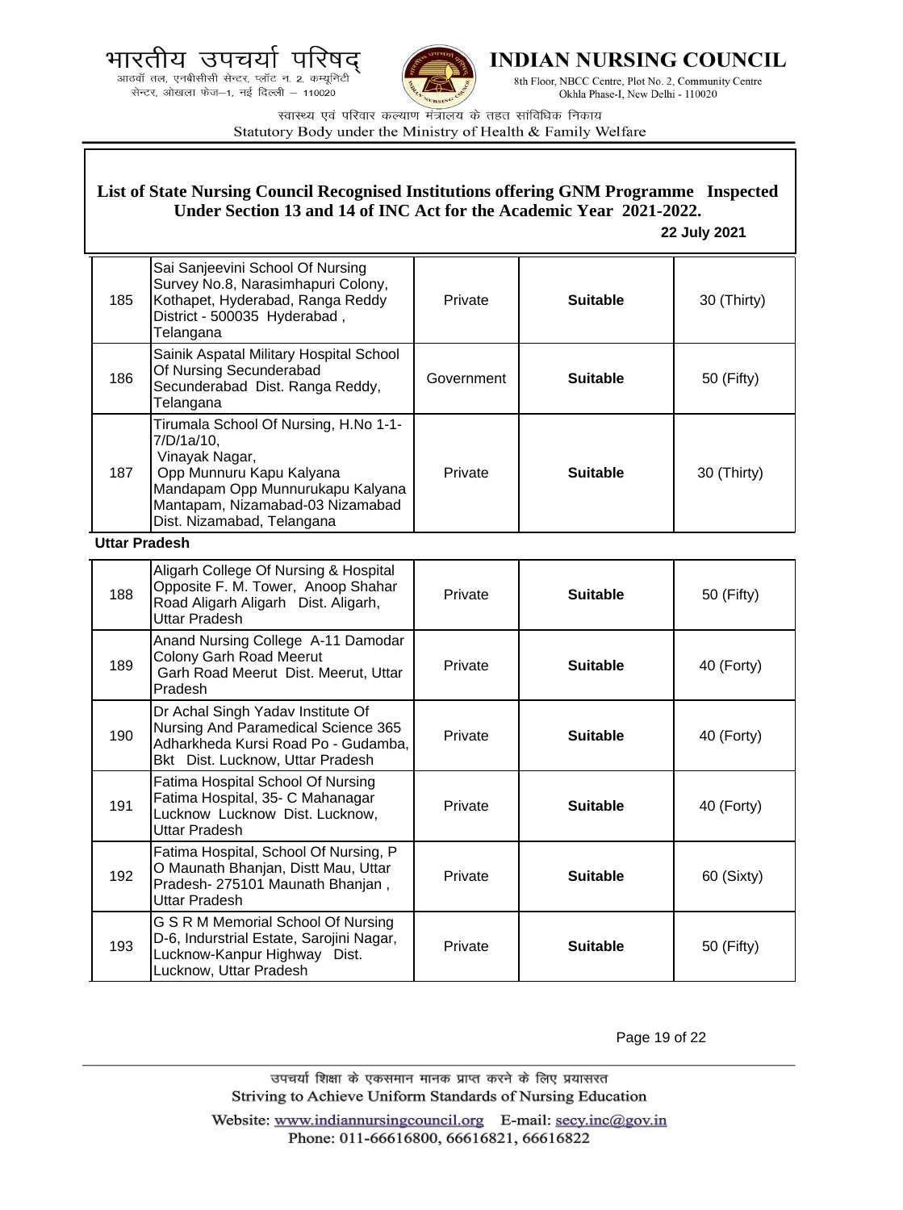**List of State Nursing Council Recognised Institutions offering GNM Programme Inspected Under Section 13 and 14 of INC Act for the Academic Year 2021-2022.**

**22 July 2021**

| | | | | |
|---|---|---|---|---|
| 185 | Sai Sanjeevini School Of Nursing Survey No.8, Narasimhapuri Colony, Kothapet, Hyderabad, Ranga Reddy District - 500035 Hyderabad , Telangana | Private | **Suitable** | 30 (Thirty) |
| 186 | Sainik Aspatal Military Hospital School Of Nursing Secunderabad Secunderabad Dist. Ranga Reddy, Telangana | Government | **Suitable** | 50 (Fifty) |
| 187 | Tirumala School Of Nursing, H.No 1-1-7/D/1a/10, Vinayak Nagar, Opp Munnuru Kapu Kalyana Mandapam Opp Munnurukapu Kalyana Mantapam, Nizamabad-03 Nizamabad Dist. Nizamabad, Telangana | Private | **Suitable** | 30 (Thirty) |

**Uttar Pradesh**

| | | | | |
|---|---|---|---|---|
| 188 | Aligarh College Of Nursing & Hospital Opposite F. M. Tower, Anoop Shahar Road Aligarh Aligarh Dist. Aligarh, Uttar Pradesh | Private | **Suitable** | 50 (Fifty) |
| 189 | Anand Nursing College A-11 Damodar Colony Garh Road Meerut Garh Road Meerut Dist. Meerut, Uttar Pradesh | Private | **Suitable** | 40 (Forty) |
| 190 | Dr Achal Singh Yadav Institute Of Nursing And Paramedical Science 365 Adharkheda Kursi Road Po - Gudamba, Bkt Dist. Lucknow, Uttar Pradesh | Private | **Suitable** | 40 (Forty) |
| 191 | Fatima Hospital School Of Nursing Fatima Hospital, 35- C Mahanagar Lucknow Lucknow Dist. Lucknow, Uttar Pradesh | Private | **Suitable** | 40 (Forty) |
| 192 | Fatima Hospital, School Of Nursing, P O Maunath Bhanjan, Distt Mau, Uttar Pradesh- 275101 Maunath Bhanjan , Uttar Pradesh | Private | **Suitable** | 60 (Sixty) |
| 193 | G S R M Memorial School Of Nursing D-6, Indurstrial Estate, Sarojini Nagar, Lucknow-Kanpur Highway Dist. Lucknow, Uttar Pradesh | Private | **Suitable** | 50 (Fifty) |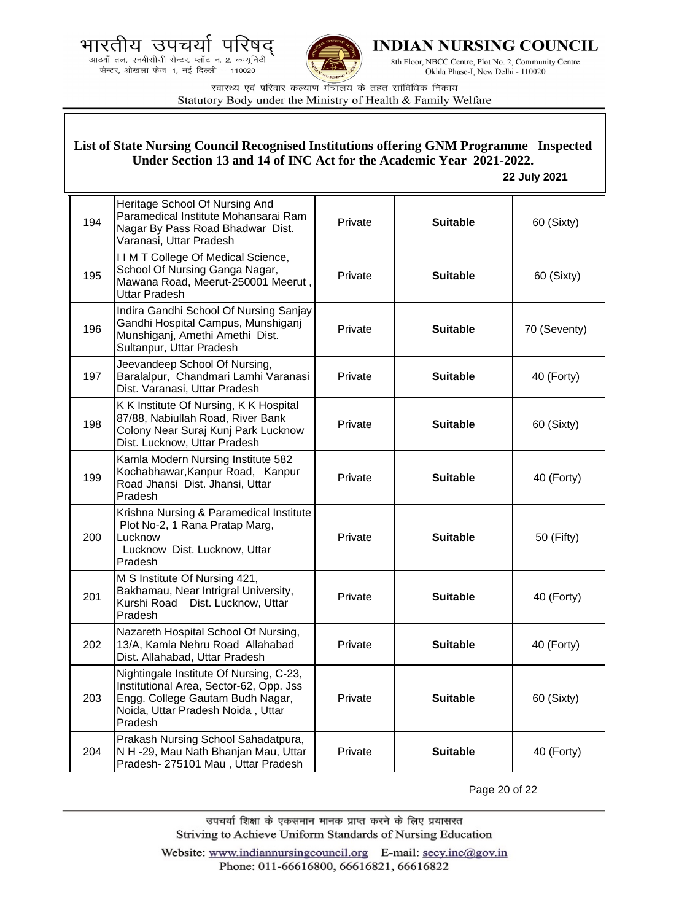## List of State Nursing Council Recognised Institutions offering GNM Programme Inspected Under Section 13 and 14 of INC Act for the Academic Year 2021-2022.

**22 July 2021**

| | | | | |
|---|---|---|---|---|
| 194 | Heritage School Of Nursing And Paramedical Institute Mohansarai Ram Nagar By Pass Road Bhadwar Dist. Varanasi, Uttar Pradesh | Private | **Suitable** | 60 (Sixty) |
| 195 | I I M T College Of Medical Science, School Of Nursing Ganga Nagar, Mawana Road, Meerut-250001 Meerut , Uttar Pradesh | Private | **Suitable** | 60 (Sixty) |
| 196 | Indira Gandhi School Of Nursing Sanjay Gandhi Hospital Campus, Munshiganj Munshiganj, Amethi Amethi Dist. Sultanpur, Uttar Pradesh | Private | **Suitable** | 70 (Seventy) |
| 197 | Jeevandeep School Of Nursing, Baralalpur, Chandmari Lamhi Varanasi Dist. Varanasi, Uttar Pradesh | Private | **Suitable** | 40 (Forty) |
| 198 | K K Institute Of Nursing, K K Hospital 87/88, Nabiullah Road, River Bank Colony Near Suraj Kunj Park Lucknow Dist. Lucknow, Uttar Pradesh | Private | **Suitable** | 60 (Sixty) |
| 199 | Kamla Modern Nursing Institute 582 Kochabhawar,Kanpur Road, Kanpur Road Jhansi Dist. Jhansi, Uttar Pradesh | Private | **Suitable** | 40 (Forty) |
| 200 | Krishna Nursing & Paramedical Institute Plot No-2, 1 Rana Pratap Marg, Lucknow Lucknow Dist. Lucknow, Uttar Pradesh | Private | **Suitable** | 50 (Fifty) |
| 201 | M S Institute Of Nursing 421, Bakhamau, Near Intrigral University, Kurshi Road Dist. Lucknow, Uttar Pradesh | Private | **Suitable** | 40 (Forty) |
| 202 | Nazareth Hospital School Of Nursing, 13/A, Kamla Nehru Road Allahabad Dist. Allahabad, Uttar Pradesh | Private | **Suitable** | 40 (Forty) |
| 203 | Nightingale Institute Of Nursing, C-23, Institutional Area, Sector-62, Opp. Jss Engg. College Gautam Budh Nagar, Noida, Uttar Pradesh Noida , Uttar Pradesh | Private | **Suitable** | 60 (Sixty) |
| 204 | Prakash Nursing School Sahadatpura, N H -29, Mau Nath Bhanjan Mau, Uttar Pradesh- 275101 Mau , Uttar Pradesh | Private | **Suitable** | 40 (Forty) |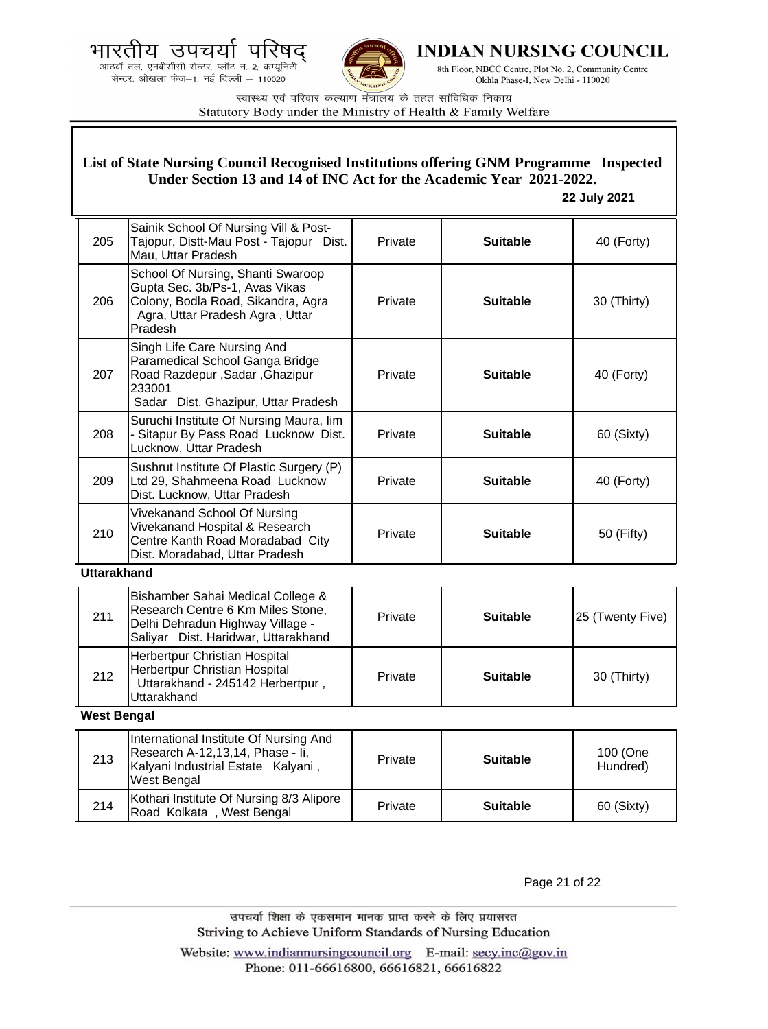भारतीय उपचर्या परिषद्
आठवाँ तल, एनबीसीसी सेन्टर, प्लॉट न. 2, कम्यूनिटी सेन्टर, ओखला फेज–1, नई दिल्ली – 110020

**INDIAN NURSING COUNCIL**
8th Floor, NBCC Centre, Plot No. 2, Community Centre Okhla Phase-I, New Delhi - 110020

स्वास्थ्य एवं परिवार कल्याण मंत्रालय के तहत सांविधिक निकाय
Statutory Body under the Ministry of Health & Family Welfare

## List of State Nursing Council Recognised Institutions offering GNM Programme Inspected Under Section 13 and 14 of INC Act for the Academic Year 2021-2022.

**22 July 2021**

| | | | | |
|---|---|---|---|---|
| 205 | Sainik School Of Nursing Vill & Post- Tajopur, Distt-Mau Post - Tajopur Dist. Mau, Uttar Pradesh | Private | **Suitable** | 40 (Forty) |
| 206 | School Of Nursing, Shanti Swaroop Gupta Sec. 3b/Ps-1, Avas Vikas Colony, Bodla Road, Sikandra, Agra Agra, Uttar Pradesh Agra , Uttar Pradesh | Private | **Suitable** | 30 (Thirty) |
| 207 | Singh Life Care Nursing And Paramedical School Ganga Bridge Road Razdepur ,Sadar ,Ghazipur 233001 Sadar Dist. Ghazipur, Uttar Pradesh | Private | **Suitable** | 40 (Forty) |
| 208 | Suruchi Institute Of Nursing Maura, Iim - Sitapur By Pass Road Lucknow Dist. Lucknow, Uttar Pradesh | Private | **Suitable** | 60 (Sixty) |
| 209 | Sushrut Institute Of Plastic Surgery (P) Ltd 29, Shahmeena Road Lucknow Dist. Lucknow, Uttar Pradesh | Private | **Suitable** | 40 (Forty) |
| 210 | Vivekanand School Of Nursing Vivekanand Hospital & Research Centre Kanth Road Moradabad City Dist. Moradabad, Uttar Pradesh | Private | **Suitable** | 50 (Fifty) |
| **Uttarakhand** | | | | |
| 211 | Bishamber Sahai Medical College & Research Centre 6 Km Miles Stone, Delhi Dehradun Highway Village - Saliyar Dist. Haridwar, Uttarakhand | Private | **Suitable** | 25 (Twenty Five) |
| 212 | Herbertpur Christian Hospital Herbertpur Christian Hospital Uttarakhand - 245142 Herbertpur , Uttarakhand | Private | **Suitable** | 30 (Thirty) |
| **West Bengal** | | | | |
| 213 | International Institute Of Nursing And Research A-12,13,14, Phase - Ii, Kalyani Industrial Estate Kalyani , West Bengal | Private | **Suitable** | 100 (One Hundred) |
| 214 | Kothari Institute Of Nursing 8/3 Alipore Road Kolkata , West Bengal | Private | **Suitable** | 60 (Sixty) |

उपचर्या शिक्षा के एकसमान मानक प्राप्त करने के लिए प्रयासरत
Striving to Achieve Uniform Standards of Nursing Education

Website: www.indiannursingcouncil.org E-mail: secy.inc@gov.in
Phone: 011-66616800, 66616821, 66616822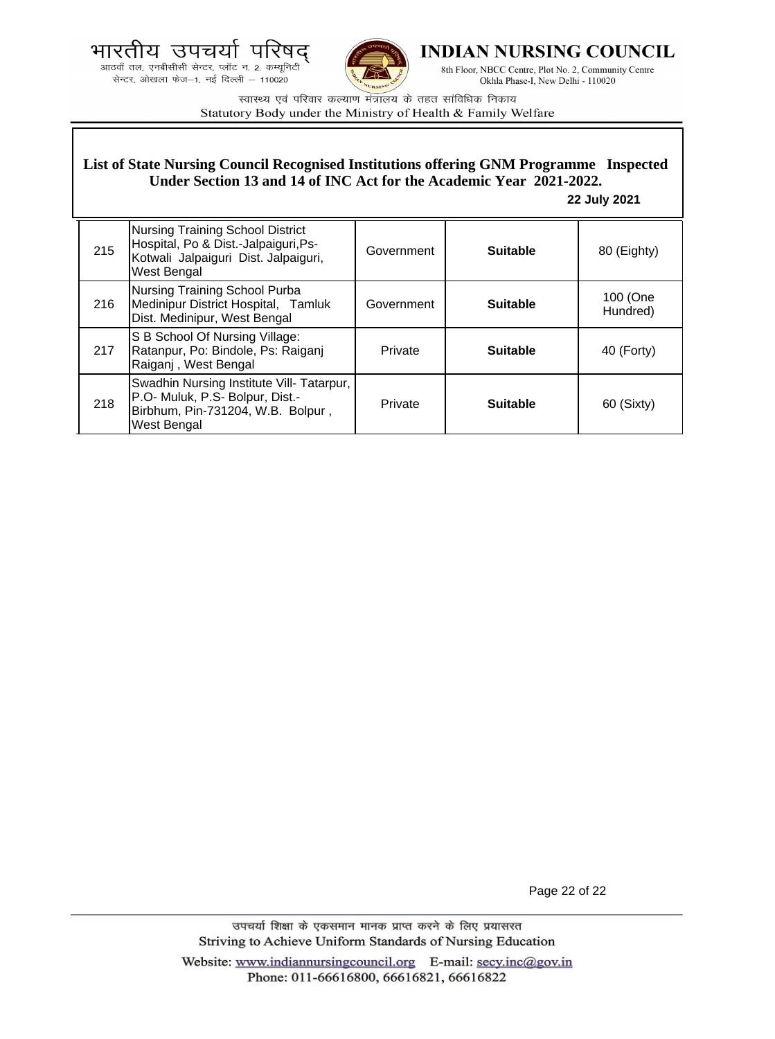भारतीय उपचर्या परिषद्
आठवाँ तल, एनबीसीसी सेन्टर, प्लॉट न. 2, कम्यूनिटी सेन्टर, ओखला फेज–1, नई दिल्ली – 110020

**INDIAN NURSING COUNCIL**
8th Floor, NBCC Centre, Plot No. 2, Community Centre Okhla Phase-I, New Delhi - 110020

स्वास्थ्य एवं परिवार कल्याण मंत्रालय के तहत सांविधिक निकाय
Statutory Body under the Ministry of Health & Family Welfare

## List of State Nursing Council Recognised Institutions offering GNM Programme Inspected Under Section 13 and 14 of INC Act for the Academic Year 2021-2022.

**22 July 2021**

| | | | | |
|---|---|---|---|---|
| 215 | Nursing Training School District Hospital, Po & Dist.-Jalpaiguri,Ps-Kotwali Jalpaiguri Dist. Jalpaiguri, West Bengal | Government | **Suitable** | 80 (Eighty) |
| 216 | Nursing Training School Purba Medinipur District Hospital, Tamluk Dist. Medinipur, West Bengal | Government | **Suitable** | 100 (One Hundred) |
| 217 | S B School Of Nursing Village: Ratanpur, Po: Bindole, Ps: Raiganj Raiganj , West Bengal | Private | **Suitable** | 40 (Forty) |
| 218 | Swadhin Nursing Institute Vill- Tatarpur, P.O- Muluk, P.S- Bolpur, Dist.-Birbhum, Pin-731204, W.B. Bolpur , West Bengal | Private | **Suitable** | 60 (Sixty) |

उपचर्या शिक्षा के एकसमान मानक प्राप्त करने के लिए प्रयासरत
Striving to Achieve Uniform Standards of Nursing Education

Website: www.indiannursingcouncil.org E-mail: secy.inc@gov.in
Phone: 011-66616800, 66616821, 66616822